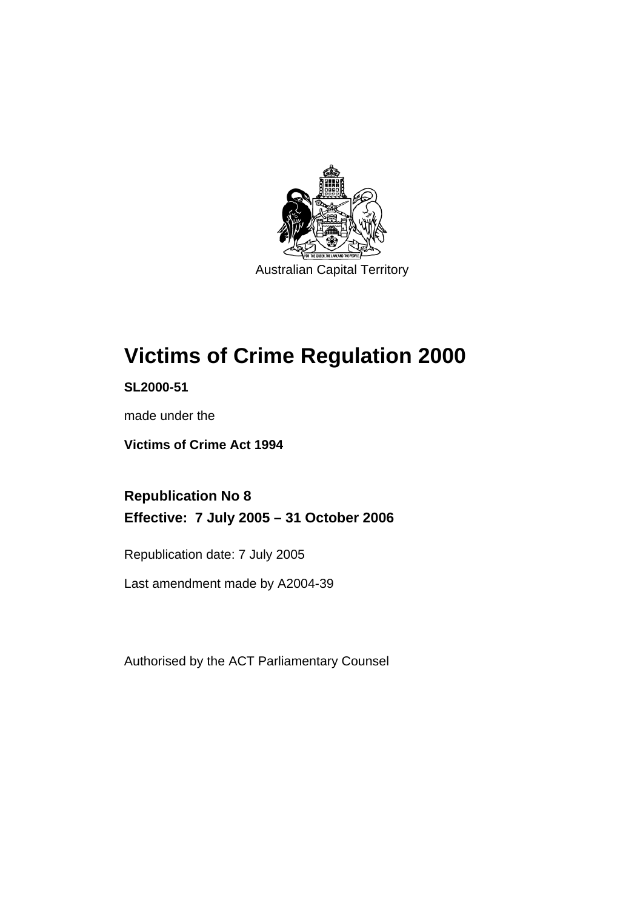Australian Capital Territory

# Victims of Crime Regulation 2000

**SL2000-51**

made under the

**Victims of Crime Act 1994**

## Republication No 8
## Effective: 7 July 2005 – 31 October 2006

Republication date: 7 July 2005

Last amendment made by A2004-39

Authorised by the ACT Parliamentary Counsel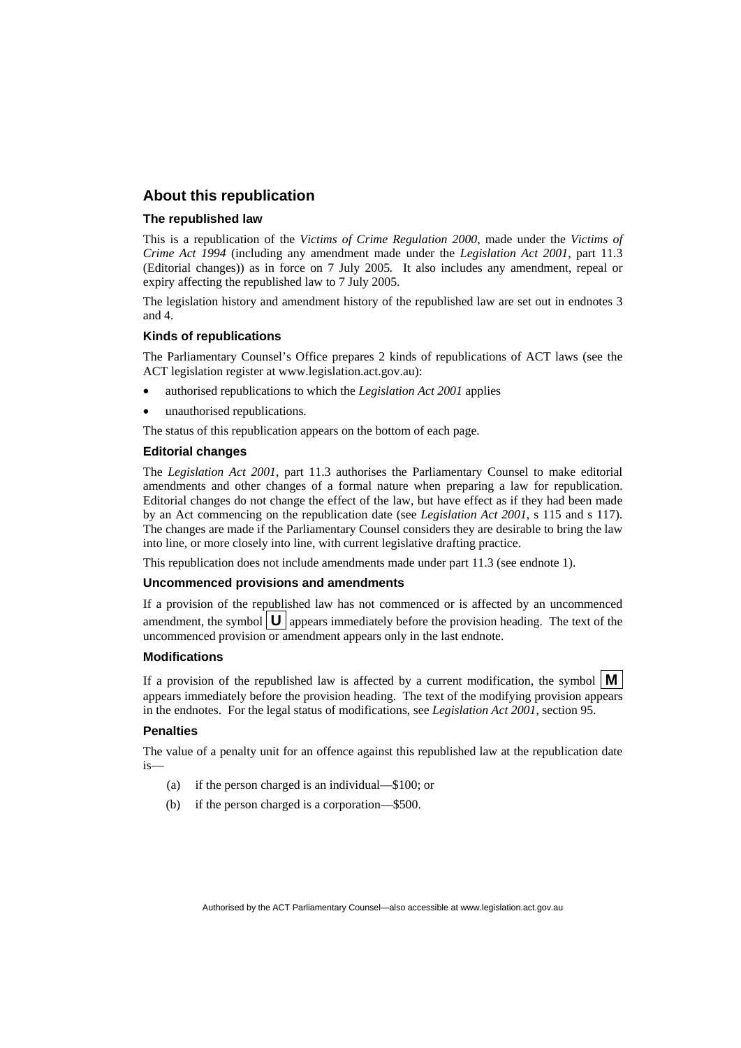## About this republication

### The republished law

This is a republication of the *Victims of Crime Regulation 2000*, made under the *Victims of Crime Act 1994* (including any amendment made under the *Legislation Act 2001*, part 11.3 (Editorial changes)) as in force on 7 July 2005*.* It also includes any amendment, repeal or expiry affecting the republished law to 7 July 2005.

The legislation history and amendment history of the republished law are set out in endnotes 3 and 4.

### Kinds of republications

The Parliamentary Counsel's Office prepares 2 kinds of republications of ACT laws (see the ACT legislation register at www.legislation.act.gov.au):

- authorised republications to which the *Legislation Act 2001* applies
- unauthorised republications.

The status of this republication appears on the bottom of each page.

### Editorial changes

The *Legislation Act 2001*, part 11.3 authorises the Parliamentary Counsel to make editorial amendments and other changes of a formal nature when preparing a law for republication. Editorial changes do not change the effect of the law, but have effect as if they had been made by an Act commencing on the republication date (see *Legislation Act 2001*, s 115 and s 117). The changes are made if the Parliamentary Counsel considers they are desirable to bring the law into line, or more closely into line, with current legislative drafting practice.

This republication does not include amendments made under part 11.3 (see endnote 1).

### Uncommenced provisions and amendments

If a provision of the republished law has not commenced or is affected by an uncommenced amendment, the symbol **U** appears immediately before the provision heading. The text of the uncommenced provision or amendment appears only in the last endnote.

### Modifications

If a provision of the republished law is affected by a current modification, the symbol **M** appears immediately before the provision heading. The text of the modifying provision appears in the endnotes. For the legal status of modifications, see *Legislation Act 2001*, section 95.

### Penalties

The value of a penalty unit for an offence against this republished law at the republication date is—

(a) if the person charged is an individual—$100; or

(b) if the person charged is a corporation—$500.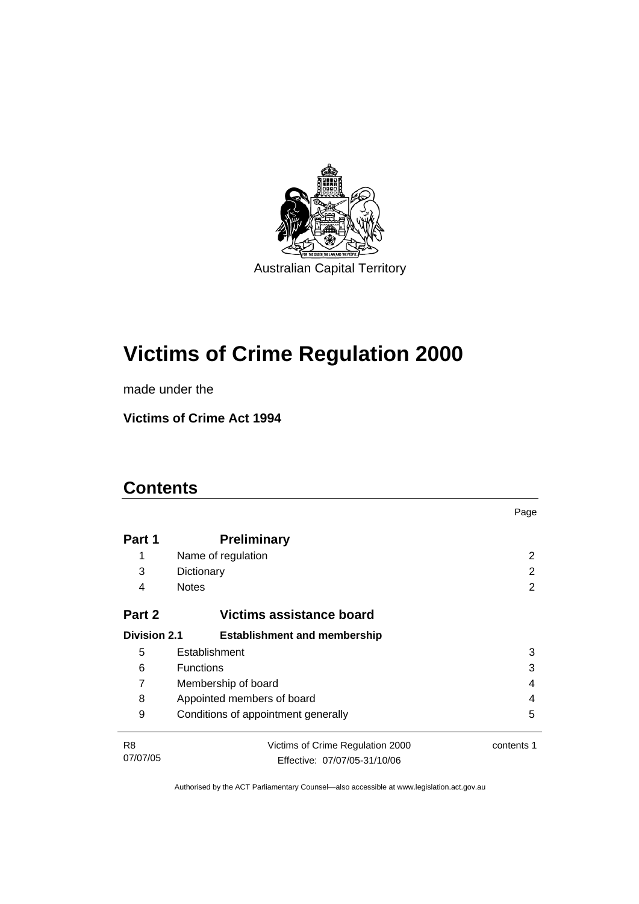Australian Capital Territory

# Victims of Crime Regulation 2000

made under the

**Victims of Crime Act 1994**

## Contents

| | | Page |
|---|---|---|
| **Part 1** | **Preliminary** | |
| 1 | Name of regulation | 2 |
| 3 | Dictionary | 2 |
| 4 | Notes | 2 |
| **Part 2** | **Victims assistance board** | |
| **Division 2.1** | **Establishment and membership** | |
| 5 | Establishment | 3 |
| 6 | Functions | 3 |
| 7 | Membership of board | 4 |
| 8 | Appointed members of board | 4 |
| 9 | Conditions of appointment generally | 5 |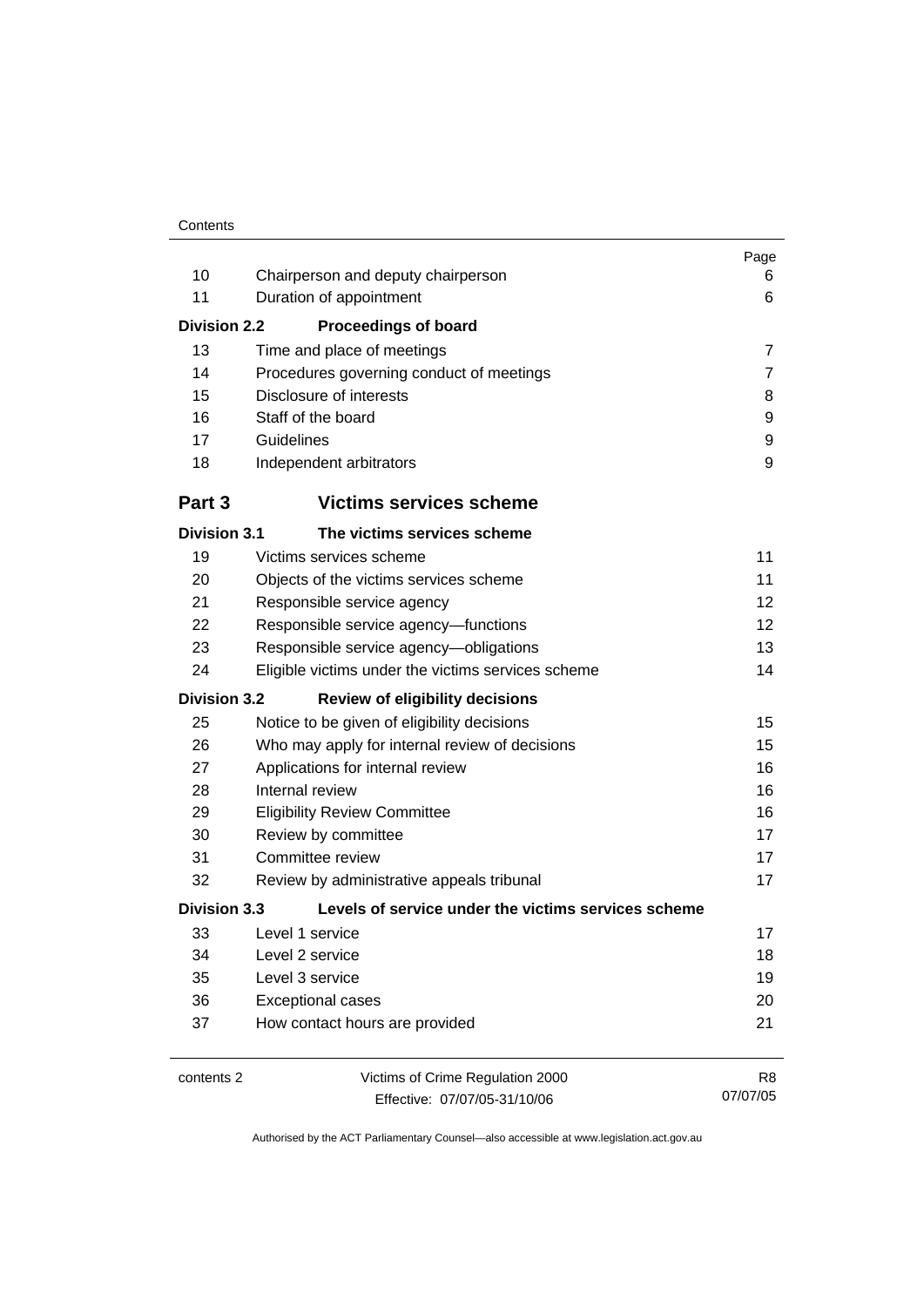| | | Page |
|---|---|---|
| 10 | Chairperson and deputy chairperson | 6 |
| 11 | Duration of appointment | 6 |
| **Division 2.2** | **Proceedings of board** | |
| 13 | Time and place of meetings | 7 |
| 14 | Procedures governing conduct of meetings | 7 |
| 15 | Disclosure of interests | 8 |
| 16 | Staff of the board | 9 |
| 17 | Guidelines | 9 |
| 18 | Independent arbitrators | 9 |
| **Part 3** | **Victims services scheme** | |
| **Division 3.1** | **The victims services scheme** | |
| 19 | Victims services scheme | 11 |
| 20 | Objects of the victims services scheme | 11 |
| 21 | Responsible service agency | 12 |
| 22 | Responsible service agency—functions | 12 |
| 23 | Responsible service agency—obligations | 13 |
| 24 | Eligible victims under the victims services scheme | 14 |
| **Division 3.2** | **Review of eligibility decisions** | |
| 25 | Notice to be given of eligibility decisions | 15 |
| 26 | Who may apply for internal review of decisions | 15 |
| 27 | Applications for internal review | 16 |
| 28 | Internal review | 16 |
| 29 | Eligibility Review Committee | 16 |
| 30 | Review by committee | 17 |
| 31 | Committee review | 17 |
| 32 | Review by administrative appeals tribunal | 17 |
| **Division 3.3** | **Levels of service under the victims services scheme** | |
| 33 | Level 1 service | 17 |
| 34 | Level 2 service | 18 |
| 35 | Level 3 service | 19 |
| 36 | Exceptional cases | 20 |
| 37 | How contact hours are provided | 21 |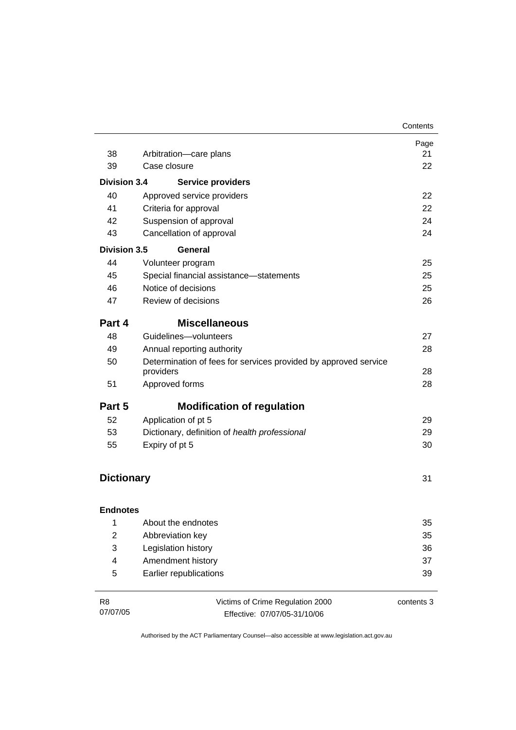| | | Page |
|---|---|---|
| 38 | Arbitration—care plans | 21 |
| 39 | Case closure | 22 |
| **Division 3.4** | **Service providers** | |
| 40 | Approved service providers | 22 |
| 41 | Criteria for approval | 22 |
| 42 | Suspension of approval | 24 |
| 43 | Cancellation of approval | 24 |
| **Division 3.5** | **General** | |
| 44 | Volunteer program | 25 |
| 45 | Special financial assistance—statements | 25 |
| 46 | Notice of decisions | 25 |
| 47 | Review of decisions | 26 |
| **Part 4** | **Miscellaneous** | |
| 48 | Guidelines—volunteers | 27 |
| 49 | Annual reporting authority | 28 |
| 50 | Determination of fees for services provided by approved service providers | 28 |
| 51 | Approved forms | 28 |
| **Part 5** | **Modification of regulation** | |
| 52 | Application of pt 5 | 29 |
| 53 | Dictionary, definition of *health professional* | 29 |
| 55 | Expiry of pt 5 | 30 |
| **Dictionary** | | 31 |
| **Endnotes** | | |
| 1 | About the endnotes | 35 |
| 2 | Abbreviation key | 35 |
| 3 | Legislation history | 36 |
| 4 | Amendment history | 37 |
| 5 | Earlier republications | 39 |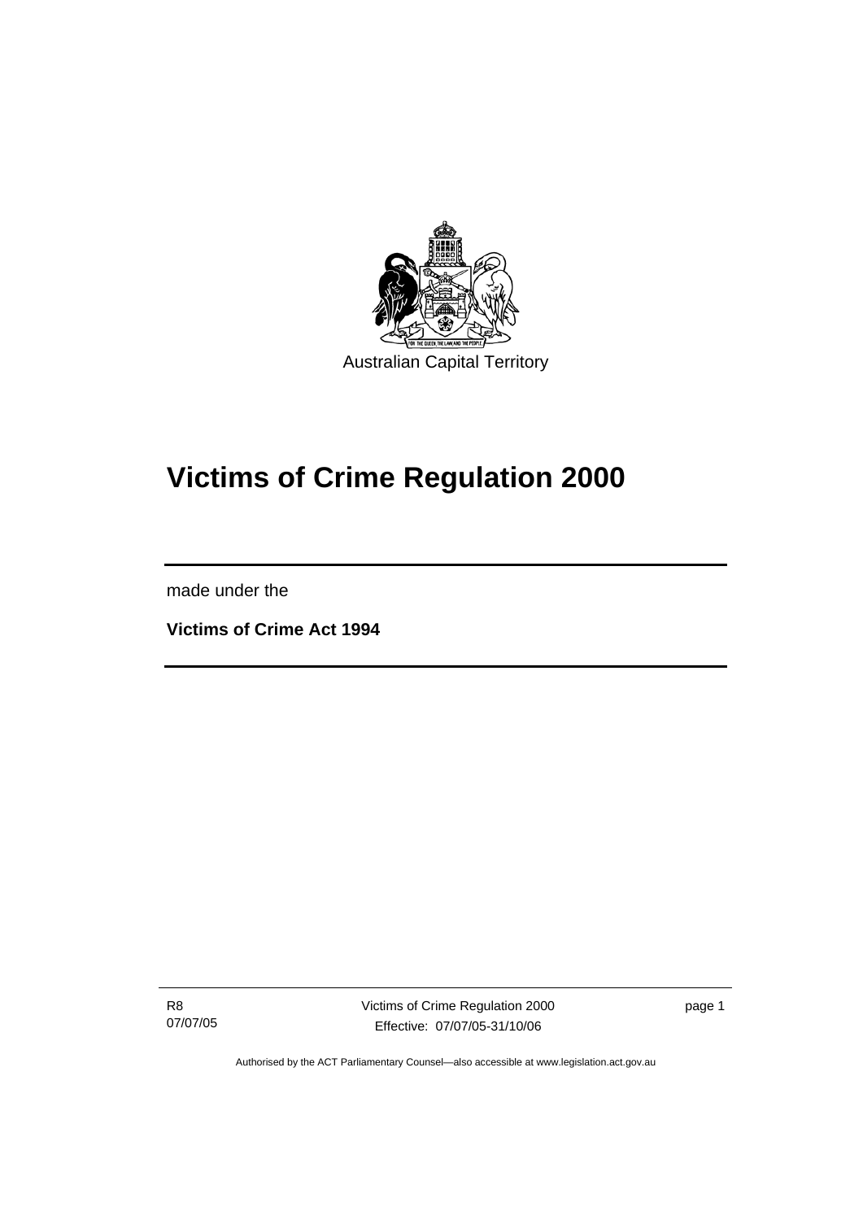Australian Capital Territory

# Victims of Crime Regulation 2000

made under the

**Victims of Crime Act 1994**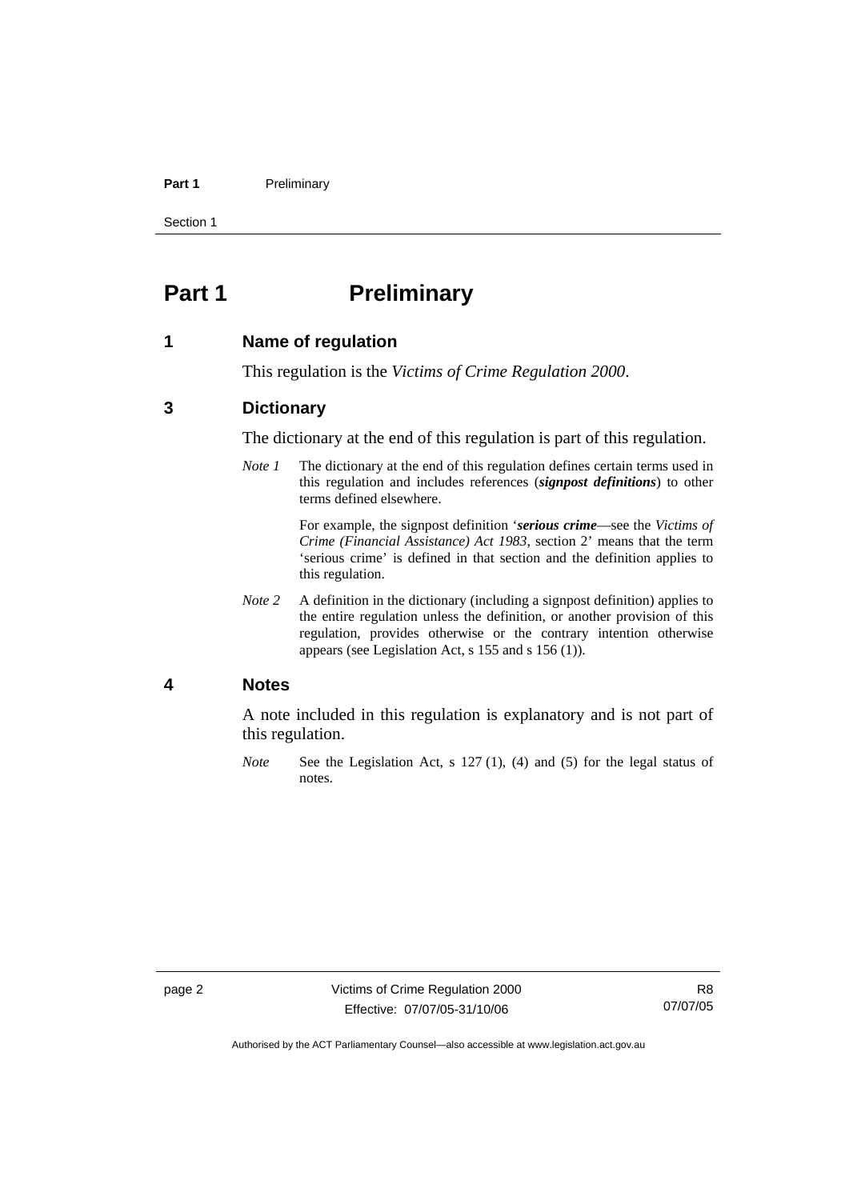# Part 1 Preliminary

## 1 Name of regulation

This regulation is the *Victims of Crime Regulation 2000*.

## 3 Dictionary

The dictionary at the end of this regulation is part of this regulation.

*Note 1* The dictionary at the end of this regulation defines certain terms used in this regulation and includes references (***signpost definitions***) to other terms defined elsewhere.

For example, the signpost definition '***serious crime***—see the *Victims of Crime (Financial Assistance) Act 1983*, section 2' means that the term 'serious crime' is defined in that section and the definition applies to this regulation.

*Note 2* A definition in the dictionary (including a signpost definition) applies to the entire regulation unless the definition, or another provision of this regulation, provides otherwise or the contrary intention otherwise appears (see Legislation Act, s 155 and s 156 (1)).

## 4 Notes

A note included in this regulation is explanatory and is not part of this regulation.

*Note* See the Legislation Act, s 127 (1), (4) and (5) for the legal status of notes.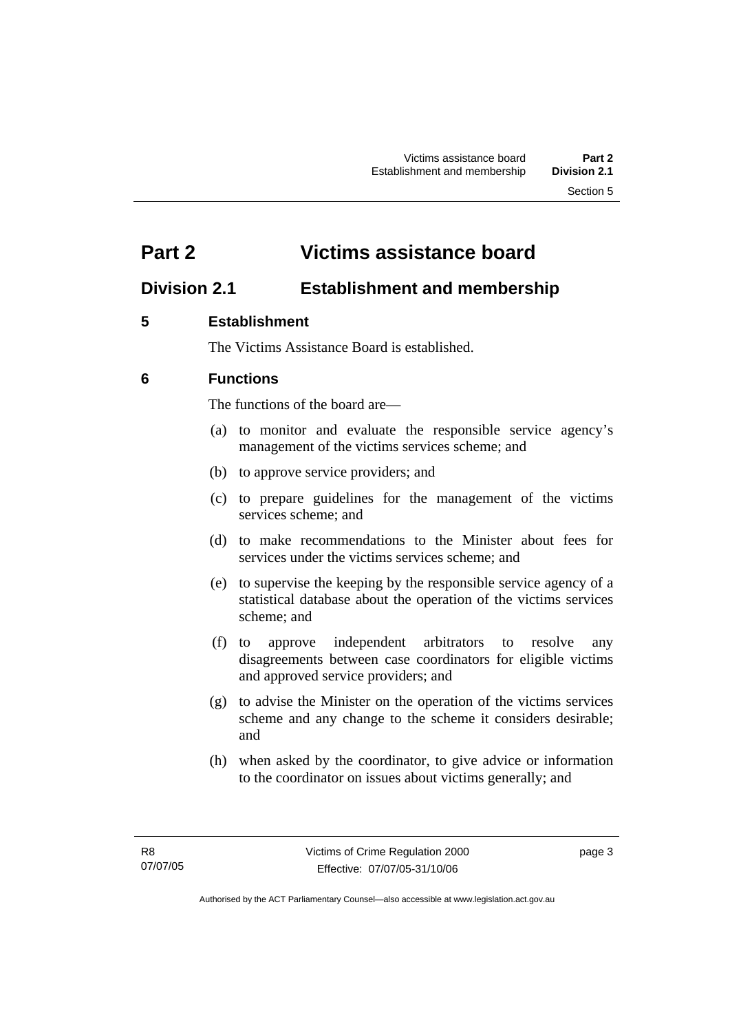# Part 2 Victims assistance board

## Division 2.1 Establishment and membership

### 5 Establishment

The Victims Assistance Board is established.

### 6 Functions

The functions of the board are—

(a) to monitor and evaluate the responsible service agency's management of the victims services scheme; and

(b) to approve service providers; and

(c) to prepare guidelines for the management of the victims services scheme; and

(d) to make recommendations to the Minister about fees for services under the victims services scheme; and

(e) to supervise the keeping by the responsible service agency of a statistical database about the operation of the victims services scheme; and

(f) to approve independent arbitrators to resolve any disagreements between case coordinators for eligible victims and approved service providers; and

(g) to advise the Minister on the operation of the victims services scheme and any change to the scheme it considers desirable; and

(h) when asked by the coordinator, to give advice or information to the coordinator on issues about victims generally; and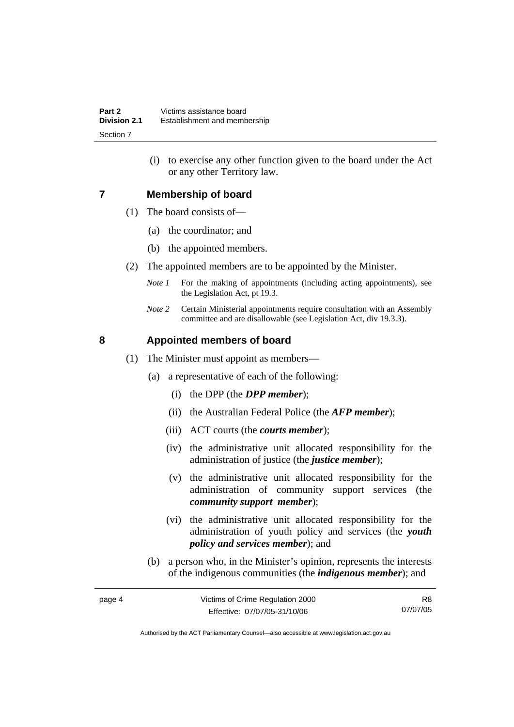(i) to exercise any other function given to the board under the Act or any other Territory law.

## 7 Membership of board

(1) The board consists of—

(a) the coordinator; and

(b) the appointed members.

(2) The appointed members are to be appointed by the Minister.

*Note 1* For the making of appointments (including acting appointments), see the Legislation Act, pt 19.3.

*Note 2* Certain Ministerial appointments require consultation with an Assembly committee and are disallowable (see Legislation Act, div 19.3.3).

## 8 Appointed members of board

(1) The Minister must appoint as members—

(a) a representative of each of the following:

(i) the DPP (the ***DPP member***);

(ii) the Australian Federal Police (the ***AFP member***);

(iii) ACT courts (the ***courts member***);

(iv) the administrative unit allocated responsibility for the administration of justice (the ***justice member***);

(v) the administrative unit allocated responsibility for the administration of community support services (the ***community support member***);

(vi) the administrative unit allocated responsibility for the administration of youth policy and services (the ***youth policy and services member***); and

(b) a person who, in the Minister's opinion, represents the interests of the indigenous communities (the ***indigenous member***); and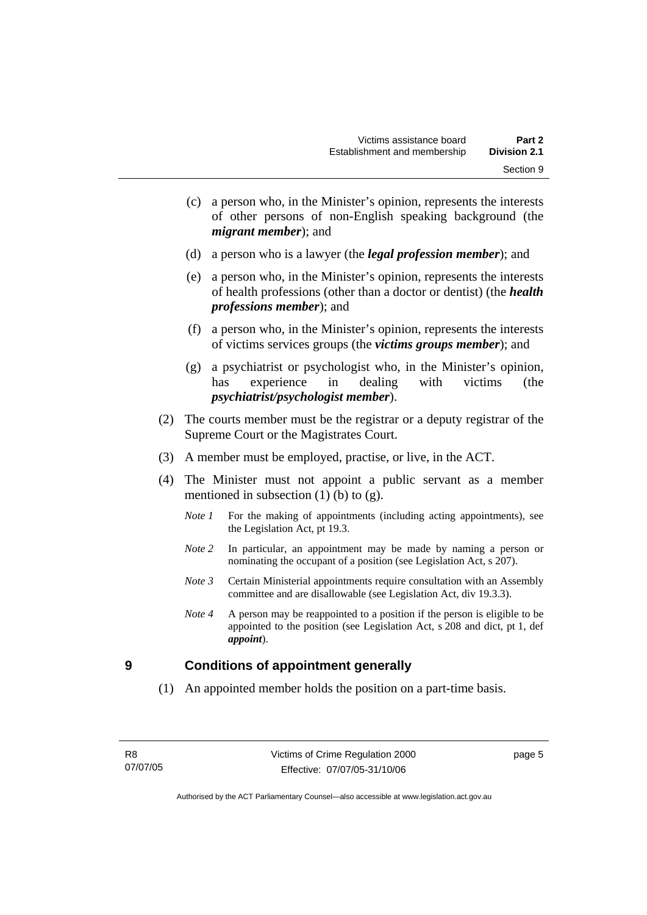(c) a person who, in the Minister's opinion, represents the interests of other persons of non-English speaking background (the ***migrant member***); and

(d) a person who is a lawyer (the ***legal profession member***); and

(e) a person who, in the Minister's opinion, represents the interests of health professions (other than a doctor or dentist) (the ***health professions member***); and

(f) a person who, in the Minister's opinion, represents the interests of victims services groups (the ***victims groups member***); and

(g) a psychiatrist or psychologist who, in the Minister's opinion, has experience in dealing with victims (the ***psychiatrist/psychologist member***).

(2) The courts member must be the registrar or a deputy registrar of the Supreme Court or the Magistrates Court.

(3) A member must be employed, practise, or live, in the ACT.

(4) The Minister must not appoint a public servant as a member mentioned in subsection (1) (b) to (g).

*Note 1* For the making of appointments (including acting appointments), see the Legislation Act, pt 19.3.

*Note 2* In particular, an appointment may be made by naming a person or nominating the occupant of a position (see Legislation Act, s 207).

*Note 3* Certain Ministerial appointments require consultation with an Assembly committee and are disallowable (see Legislation Act, div 19.3.3).

*Note 4* A person may be reappointed to a position if the person is eligible to be appointed to the position (see Legislation Act, s 208 and dict, pt 1, def ***appoint***).

## 9 Conditions of appointment generally

(1) An appointed member holds the position on a part-time basis.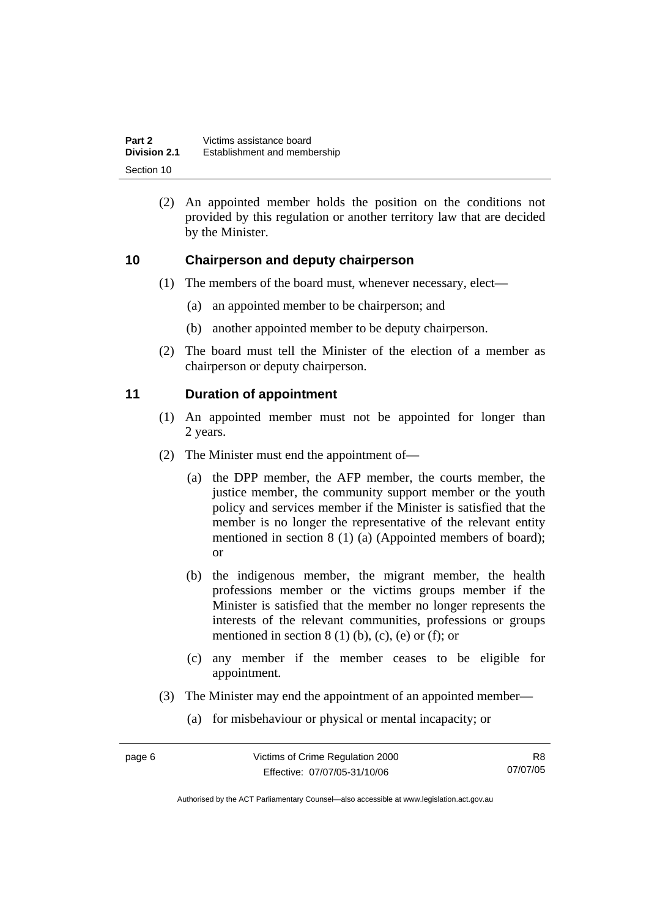(2) An appointed member holds the position on the conditions not provided by this regulation or another territory law that are decided by the Minister.

## 10 Chairperson and deputy chairperson

(1) The members of the board must, whenever necessary, elect—

(a) an appointed member to be chairperson; and

(b) another appointed member to be deputy chairperson.

(2) The board must tell the Minister of the election of a member as chairperson or deputy chairperson.

## 11 Duration of appointment

(1) An appointed member must not be appointed for longer than 2 years.

(2) The Minister must end the appointment of—

(a) the DPP member, the AFP member, the courts member, the justice member, the community support member or the youth policy and services member if the Minister is satisfied that the member is no longer the representative of the relevant entity mentioned in section 8 (1) (a) (Appointed members of board); or

(b) the indigenous member, the migrant member, the health professions member or the victims groups member if the Minister is satisfied that the member no longer represents the interests of the relevant communities, professions or groups mentioned in section 8 (1) (b), (c), (e) or (f); or

(c) any member if the member ceases to be eligible for appointment.

(3) The Minister may end the appointment of an appointed member—

(a) for misbehaviour or physical or mental incapacity; or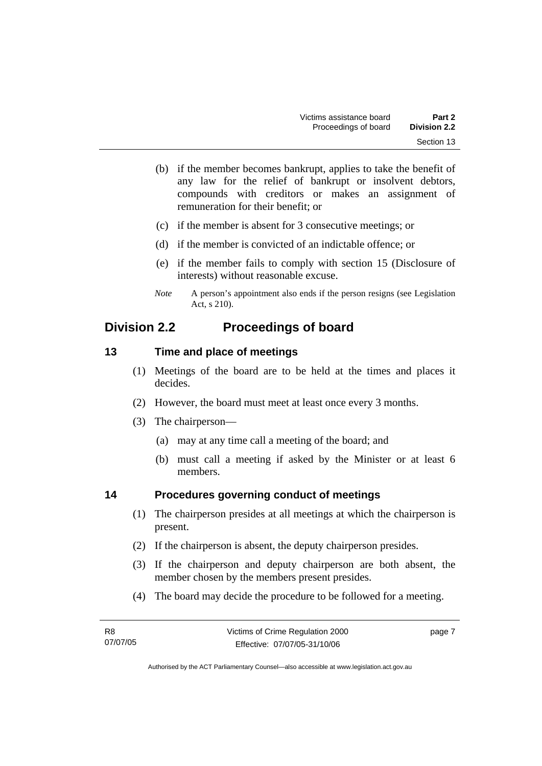(b) if the member becomes bankrupt, applies to take the benefit of any law for the relief of bankrupt or insolvent debtors, compounds with creditors or makes an assignment of remuneration for their benefit; or

(c) if the member is absent for 3 consecutive meetings; or

(d) if the member is convicted of an indictable offence; or

(e) if the member fails to comply with section 15 (Disclosure of interests) without reasonable excuse.

*Note* A person's appointment also ends if the person resigns (see Legislation Act, s 210).

## Division 2.2 Proceedings of board

### 13 Time and place of meetings

(1) Meetings of the board are to be held at the times and places it decides.

(2) However, the board must meet at least once every 3 months.

(3) The chairperson—

(a) may at any time call a meeting of the board; and

(b) must call a meeting if asked by the Minister or at least 6 members.

### 14 Procedures governing conduct of meetings

(1) The chairperson presides at all meetings at which the chairperson is present.

(2) If the chairperson is absent, the deputy chairperson presides.

(3) If the chairperson and deputy chairperson are both absent, the member chosen by the members present presides.

(4) The board may decide the procedure to be followed for a meeting.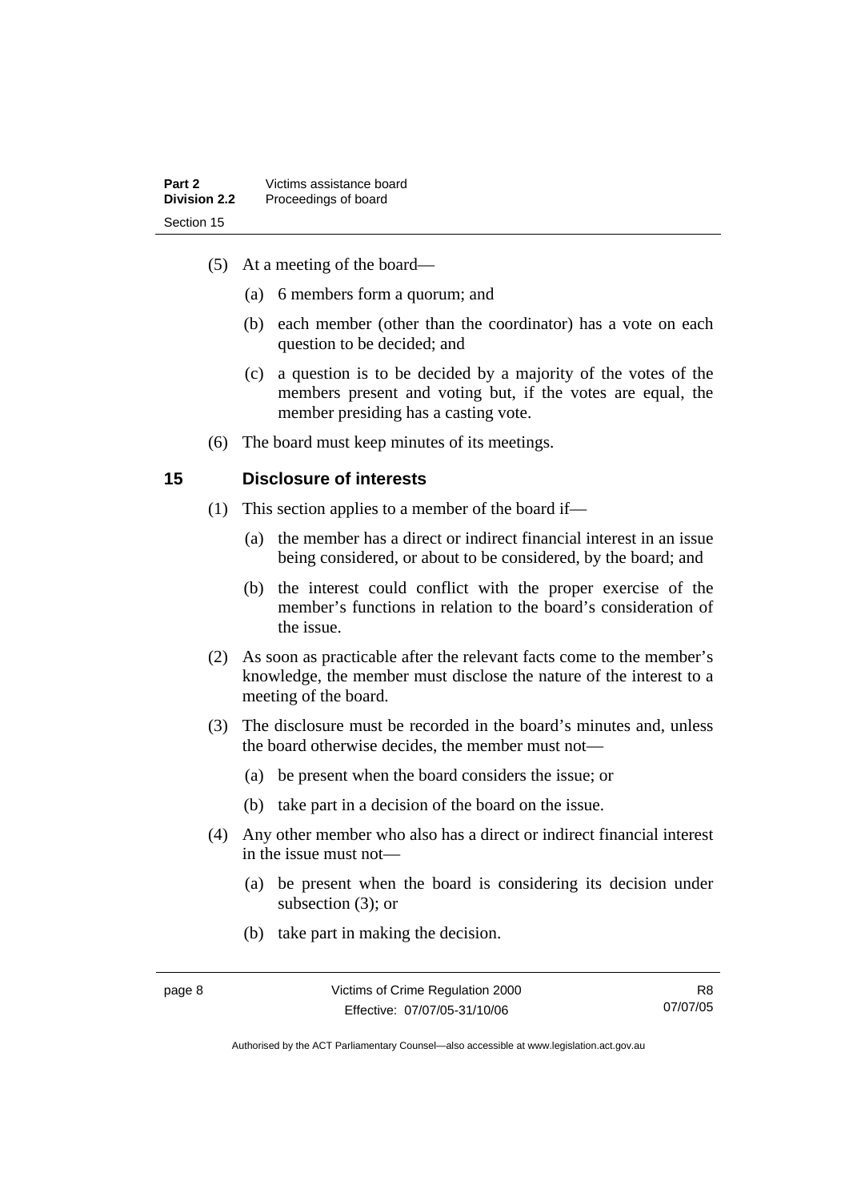(5) At a meeting of the board—

(a) 6 members form a quorum; and

(b) each member (other than the coordinator) has a vote on each question to be decided; and

(c) a question is to be decided by a majority of the votes of the members present and voting but, if the votes are equal, the member presiding has a casting vote.

(6) The board must keep minutes of its meetings.

## 15 Disclosure of interests

(1) This section applies to a member of the board if—

(a) the member has a direct or indirect financial interest in an issue being considered, or about to be considered, by the board; and

(b) the interest could conflict with the proper exercise of the member's functions in relation to the board's consideration of the issue.

(2) As soon as practicable after the relevant facts come to the member's knowledge, the member must disclose the nature of the interest to a meeting of the board.

(3) The disclosure must be recorded in the board's minutes and, unless the board otherwise decides, the member must not—

(a) be present when the board considers the issue; or

(b) take part in a decision of the board on the issue.

(4) Any other member who also has a direct or indirect financial interest in the issue must not—

(a) be present when the board is considering its decision under subsection (3); or

(b) take part in making the decision.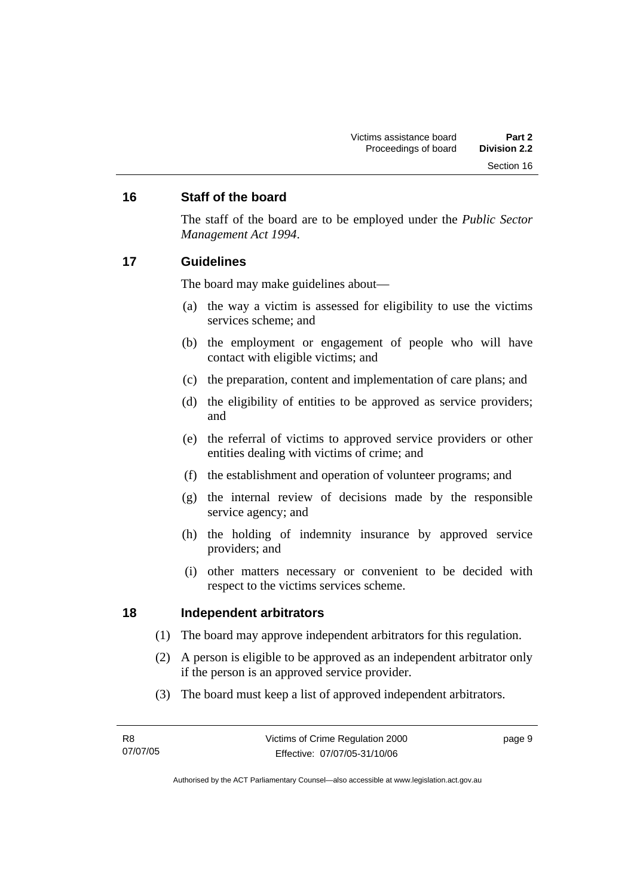## 16 Staff of the board

The staff of the board are to be employed under the *Public Sector Management Act 1994*.

## 17 Guidelines

The board may make guidelines about—

(a) the way a victim is assessed for eligibility to use the victims services scheme; and

(b) the employment or engagement of people who will have contact with eligible victims; and

(c) the preparation, content and implementation of care plans; and

(d) the eligibility of entities to be approved as service providers; and

(e) the referral of victims to approved service providers or other entities dealing with victims of crime; and

(f) the establishment and operation of volunteer programs; and

(g) the internal review of decisions made by the responsible service agency; and

(h) the holding of indemnity insurance by approved service providers; and

(i) other matters necessary or convenient to be decided with respect to the victims services scheme.

## 18 Independent arbitrators

(1) The board may approve independent arbitrators for this regulation.

(2) A person is eligible to be approved as an independent arbitrator only if the person is an approved service provider.

(3) The board must keep a list of approved independent arbitrators.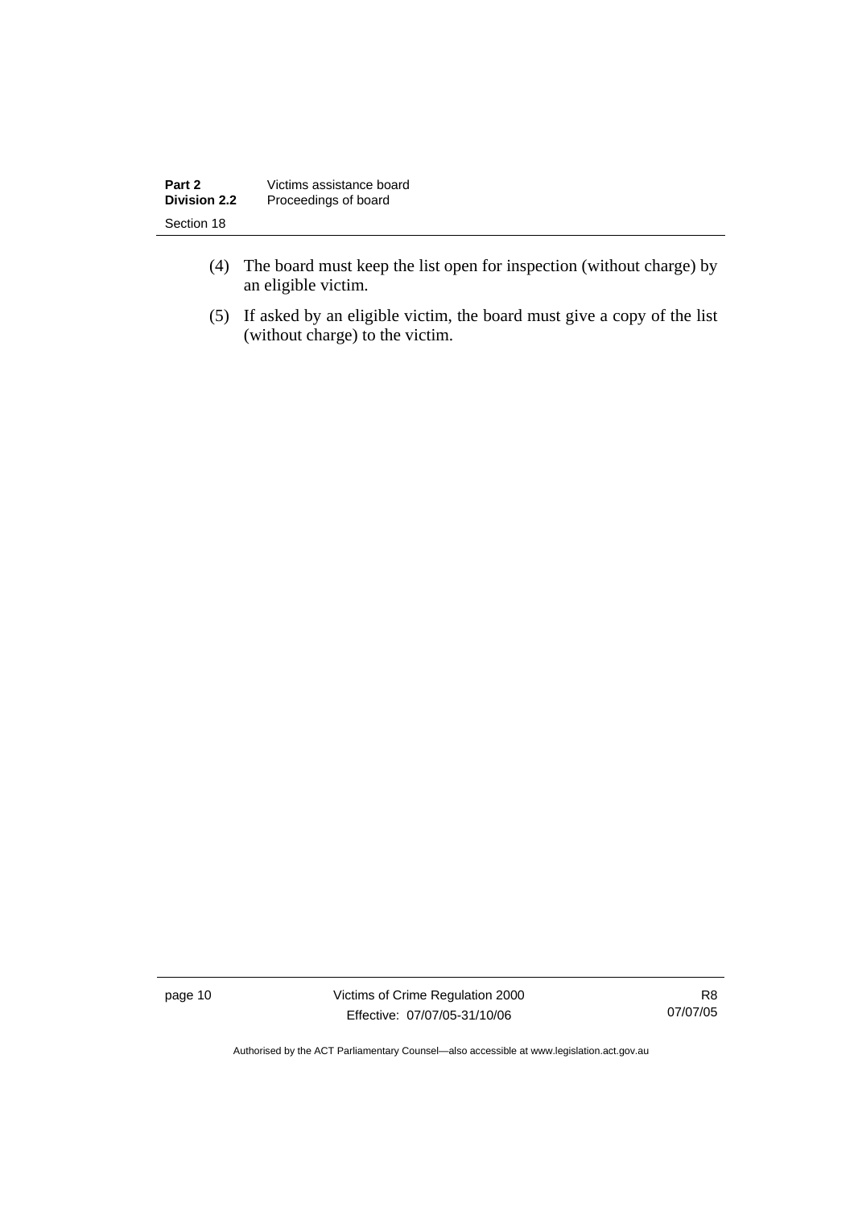(4) The board must keep the list open for inspection (without charge) by an eligible victim.

(5) If asked by an eligible victim, the board must give a copy of the list (without charge) to the victim.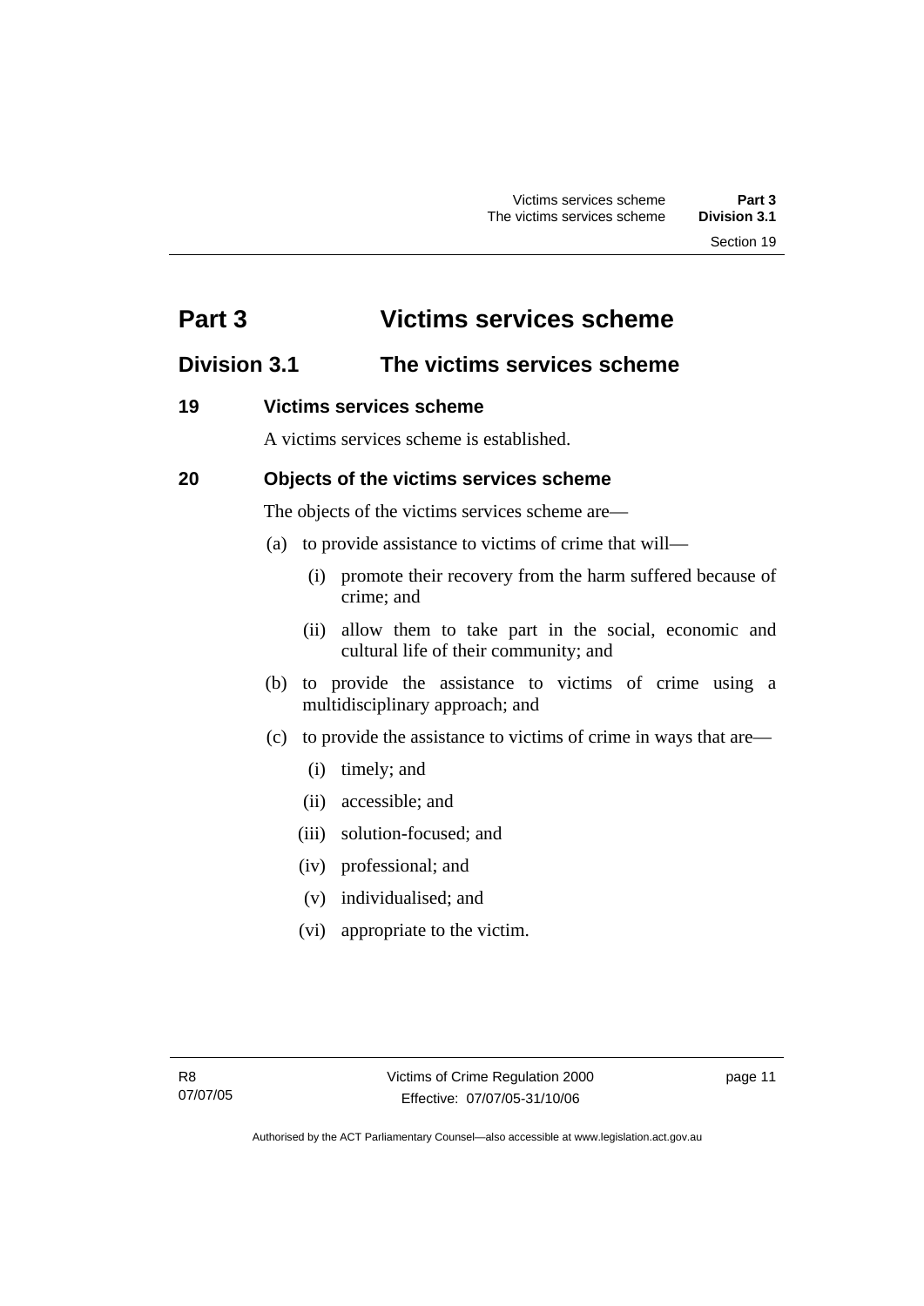# Part 3 Victims services scheme

## Division 3.1 The victims services scheme

### 19 Victims services scheme

A victims services scheme is established.

### 20 Objects of the victims services scheme

The objects of the victims services scheme are—

(a) to provide assistance to victims of crime that will—

  (i) promote their recovery from the harm suffered because of crime; and

  (ii) allow them to take part in the social, economic and cultural life of their community; and

(b) to provide the assistance to victims of crime using a multidisciplinary approach; and

(c) to provide the assistance to victims of crime in ways that are—

  (i) timely; and

  (ii) accessible; and

  (iii) solution-focused; and

  (iv) professional; and

  (v) individualised; and

  (vi) appropriate to the victim.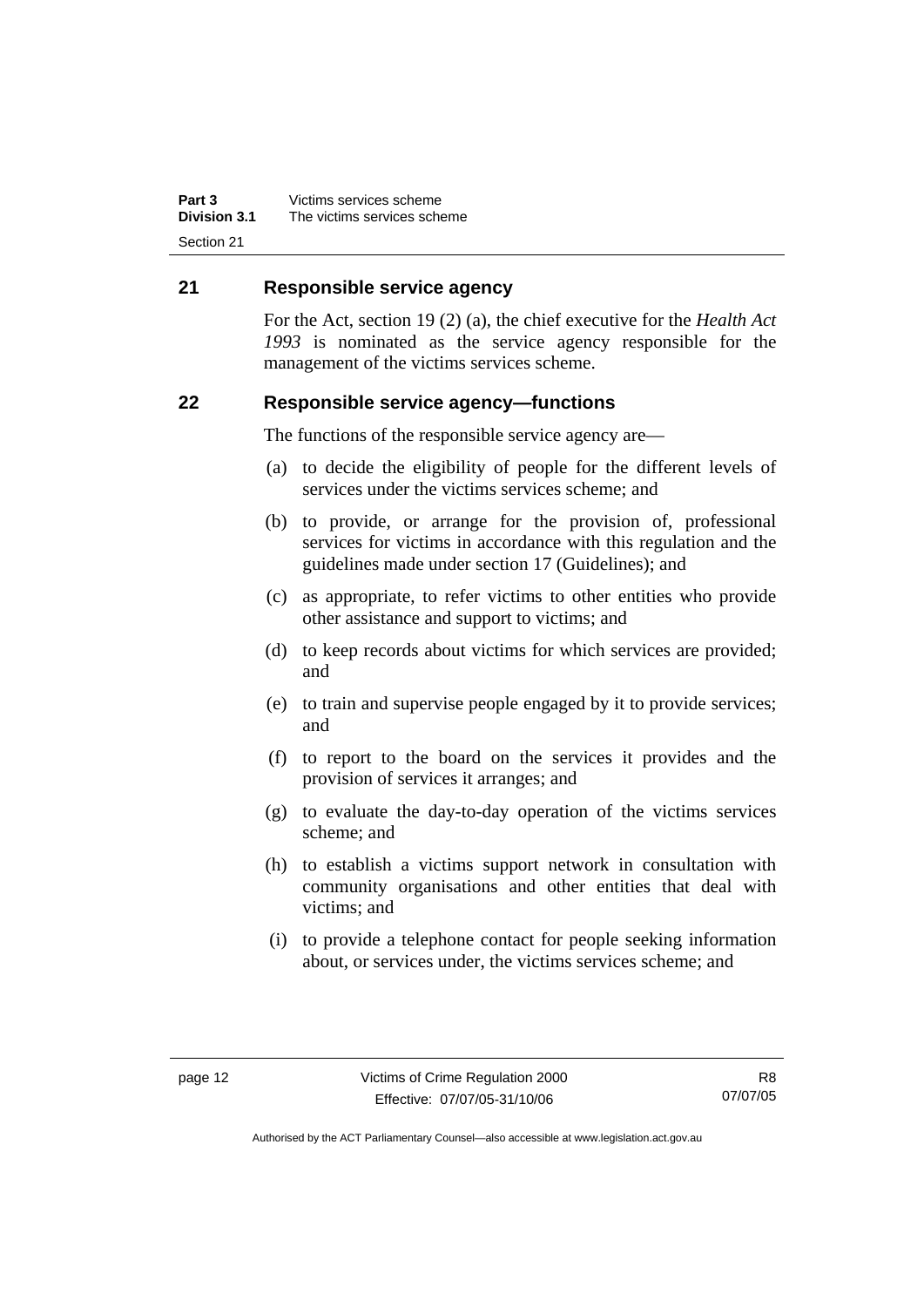## 21 Responsible service agency

For the Act, section 19 (2) (a), the chief executive for the *Health Act 1993* is nominated as the service agency responsible for the management of the victims services scheme.

## 22 Responsible service agency—functions

The functions of the responsible service agency are—

(a) to decide the eligibility of people for the different levels of services under the victims services scheme; and

(b) to provide, or arrange for the provision of, professional services for victims in accordance with this regulation and the guidelines made under section 17 (Guidelines); and

(c) as appropriate, to refer victims to other entities who provide other assistance and support to victims; and

(d) to keep records about victims for which services are provided; and

(e) to train and supervise people engaged by it to provide services; and

(f) to report to the board on the services it provides and the provision of services it arranges; and

(g) to evaluate the day-to-day operation of the victims services scheme; and

(h) to establish a victims support network in consultation with community organisations and other entities that deal with victims; and

(i) to provide a telephone contact for people seeking information about, or services under, the victims services scheme; and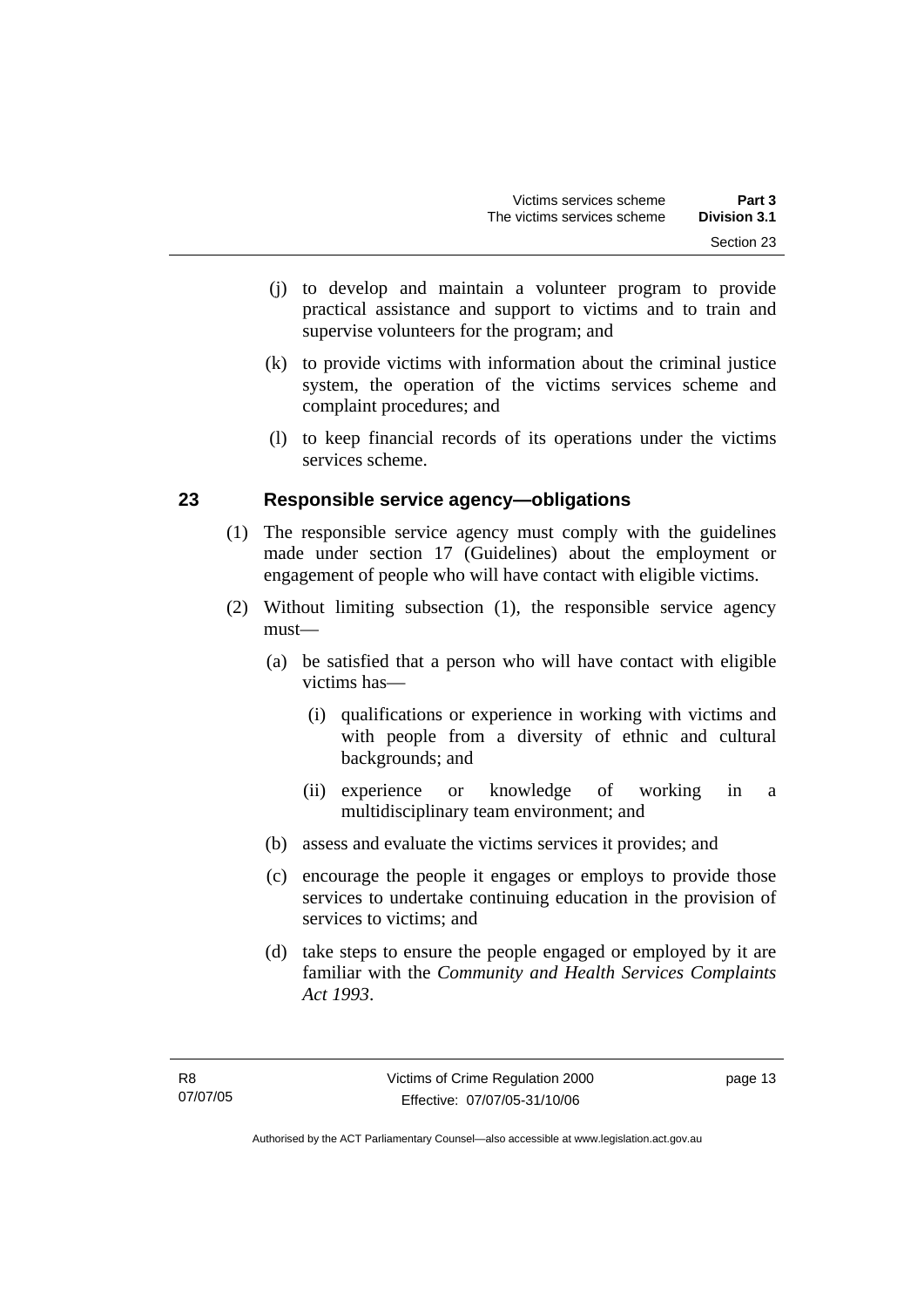(j) to develop and maintain a volunteer program to provide practical assistance and support to victims and to train and supervise volunteers for the program; and

(k) to provide victims with information about the criminal justice system, the operation of the victims services scheme and complaint procedures; and

(l) to keep financial records of its operations under the victims services scheme.

## 23 Responsible service agency—obligations

(1) The responsible service agency must comply with the guidelines made under section 17 (Guidelines) about the employment or engagement of people who will have contact with eligible victims.

(2) Without limiting subsection (1), the responsible service agency must—

(a) be satisfied that a person who will have contact with eligible victims has—

(i) qualifications or experience in working with victims and with people from a diversity of ethnic and cultural backgrounds; and

(ii) experience or knowledge of working in a multidisciplinary team environment; and

(b) assess and evaluate the victims services it provides; and

(c) encourage the people it engages or employs to provide those services to undertake continuing education in the provision of services to victims; and

(d) take steps to ensure the people engaged or employed by it are familiar with the *Community and Health Services Complaints Act 1993*.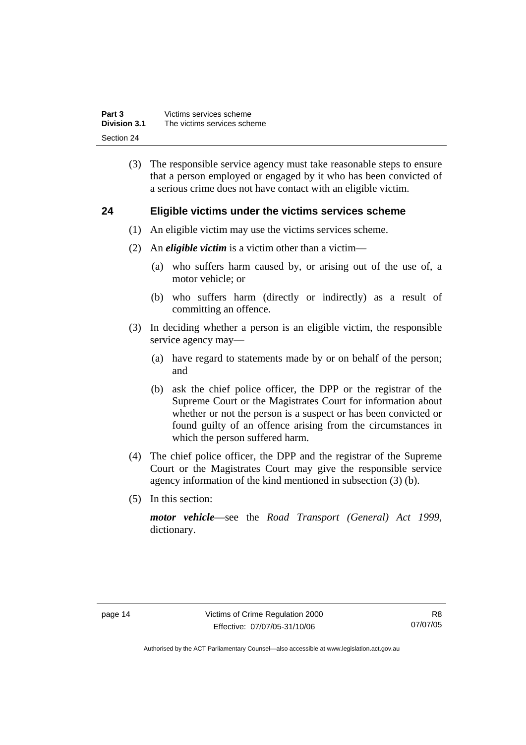(3) The responsible service agency must take reasonable steps to ensure that a person employed or engaged by it who has been convicted of a serious crime does not have contact with an eligible victim.

## 24 Eligible victims under the victims services scheme

(1) An eligible victim may use the victims services scheme.

(2) An ***eligible victim*** is a victim other than a victim—

(a) who suffers harm caused by, or arising out of the use of, a motor vehicle; or

(b) who suffers harm (directly or indirectly) as a result of committing an offence.

(3) In deciding whether a person is an eligible victim, the responsible service agency may—

(a) have regard to statements made by or on behalf of the person; and

(b) ask the chief police officer, the DPP or the registrar of the Supreme Court or the Magistrates Court for information about whether or not the person is a suspect or has been convicted or found guilty of an offence arising from the circumstances in which the person suffered harm.

(4) The chief police officer, the DPP and the registrar of the Supreme Court or the Magistrates Court may give the responsible service agency information of the kind mentioned in subsection (3) (b).

(5) In this section:

***motor vehicle***—see the *Road Transport (General) Act 1999*, dictionary.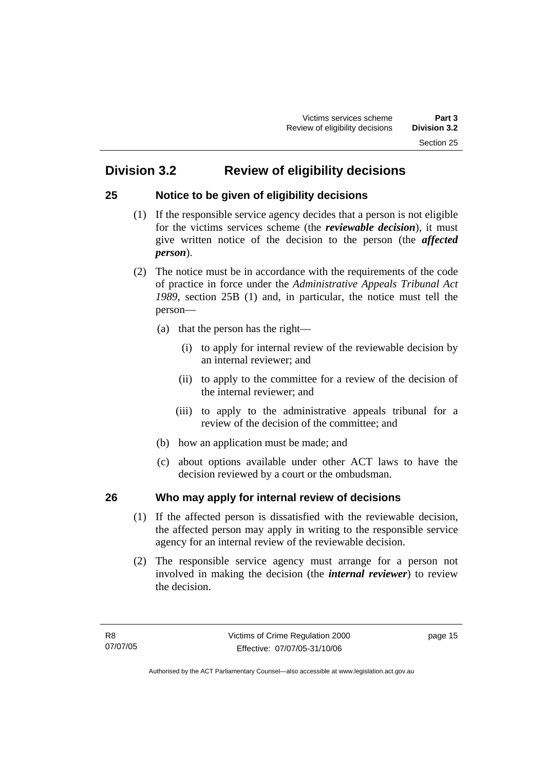## Division 3.2 Review of eligibility decisions

### 25 Notice to be given of eligibility decisions

(1) If the responsible service agency decides that a person is not eligible for the victims services scheme (the ***reviewable decision***), it must give written notice of the decision to the person (the ***affected person***).

(2) The notice must be in accordance with the requirements of the code of practice in force under the *Administrative Appeals Tribunal Act 1989*, section 25B (1) and, in particular, the notice must tell the person—

(a) that the person has the right—

(i) to apply for internal review of the reviewable decision by an internal reviewer; and

(ii) to apply to the committee for a review of the decision of the internal reviewer; and

(iii) to apply to the administrative appeals tribunal for a review of the decision of the committee; and

(b) how an application must be made; and

(c) about options available under other ACT laws to have the decision reviewed by a court or the ombudsman.

### 26 Who may apply for internal review of decisions

(1) If the affected person is dissatisfied with the reviewable decision, the affected person may apply in writing to the responsible service agency for an internal review of the reviewable decision.

(2) The responsible service agency must arrange for a person not involved in making the decision (the ***internal reviewer***) to review the decision.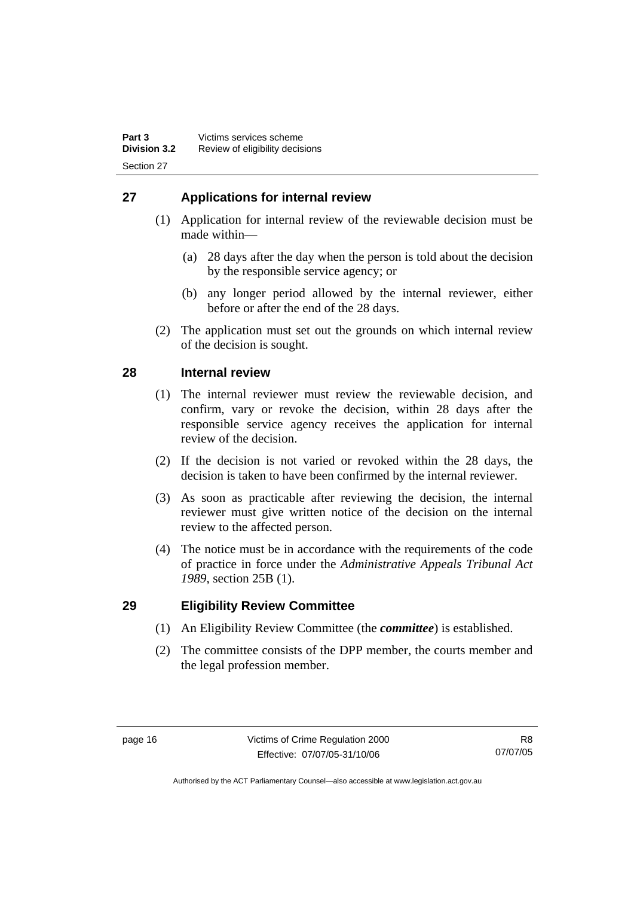## 27 Applications for internal review

(1) Application for internal review of the reviewable decision must be made within—

(a) 28 days after the day when the person is told about the decision by the responsible service agency; or

(b) any longer period allowed by the internal reviewer, either before or after the end of the 28 days.

(2) The application must set out the grounds on which internal review of the decision is sought.

## 28 Internal review

(1) The internal reviewer must review the reviewable decision, and confirm, vary or revoke the decision, within 28 days after the responsible service agency receives the application for internal review of the decision.

(2) If the decision is not varied or revoked within the 28 days, the decision is taken to have been confirmed by the internal reviewer.

(3) As soon as practicable after reviewing the decision, the internal reviewer must give written notice of the decision on the internal review to the affected person.

(4) The notice must be in accordance with the requirements of the code of practice in force under the *Administrative Appeals Tribunal Act 1989*, section 25B (1).

## 29 Eligibility Review Committee

(1) An Eligibility Review Committee (the ***committee***) is established.

(2) The committee consists of the DPP member, the courts member and the legal profession member.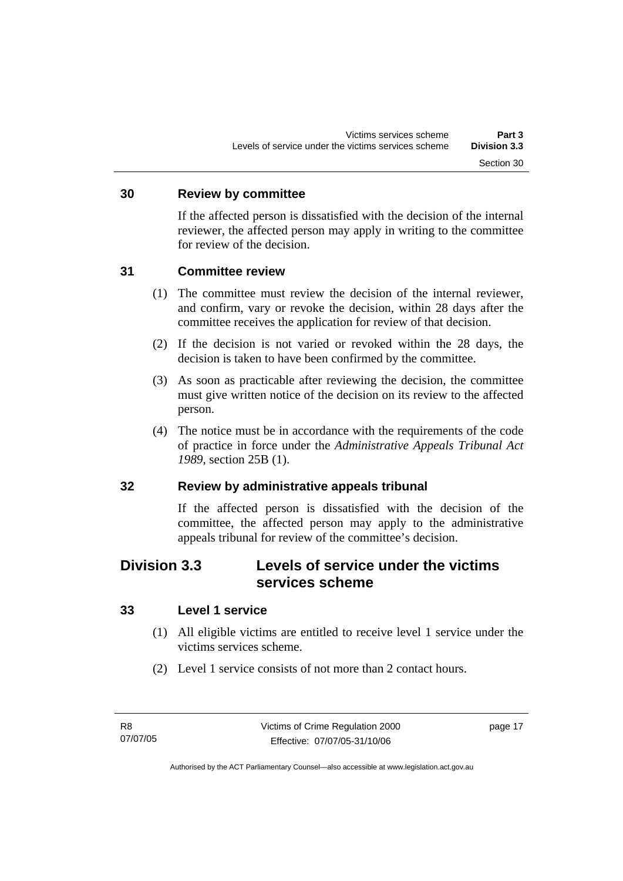### 30 Review by committee

If the affected person is dissatisfied with the decision of the internal reviewer, the affected person may apply in writing to the committee for review of the decision.

### 31 Committee review

(1) The committee must review the decision of the internal reviewer, and confirm, vary or revoke the decision, within 28 days after the committee receives the application for review of that decision.

(2) If the decision is not varied or revoked within the 28 days, the decision is taken to have been confirmed by the committee.

(3) As soon as practicable after reviewing the decision, the committee must give written notice of the decision on its review to the affected person.

(4) The notice must be in accordance with the requirements of the code of practice in force under the *Administrative Appeals Tribunal Act 1989*, section 25B (1).

### 32 Review by administrative appeals tribunal

If the affected person is dissatisfied with the decision of the committee, the affected person may apply to the administrative appeals tribunal for review of the committee's decision.

## Division 3.3 Levels of service under the victims services scheme

### 33 Level 1 service

(1) All eligible victims are entitled to receive level 1 service under the victims services scheme.

(2) Level 1 service consists of not more than 2 contact hours.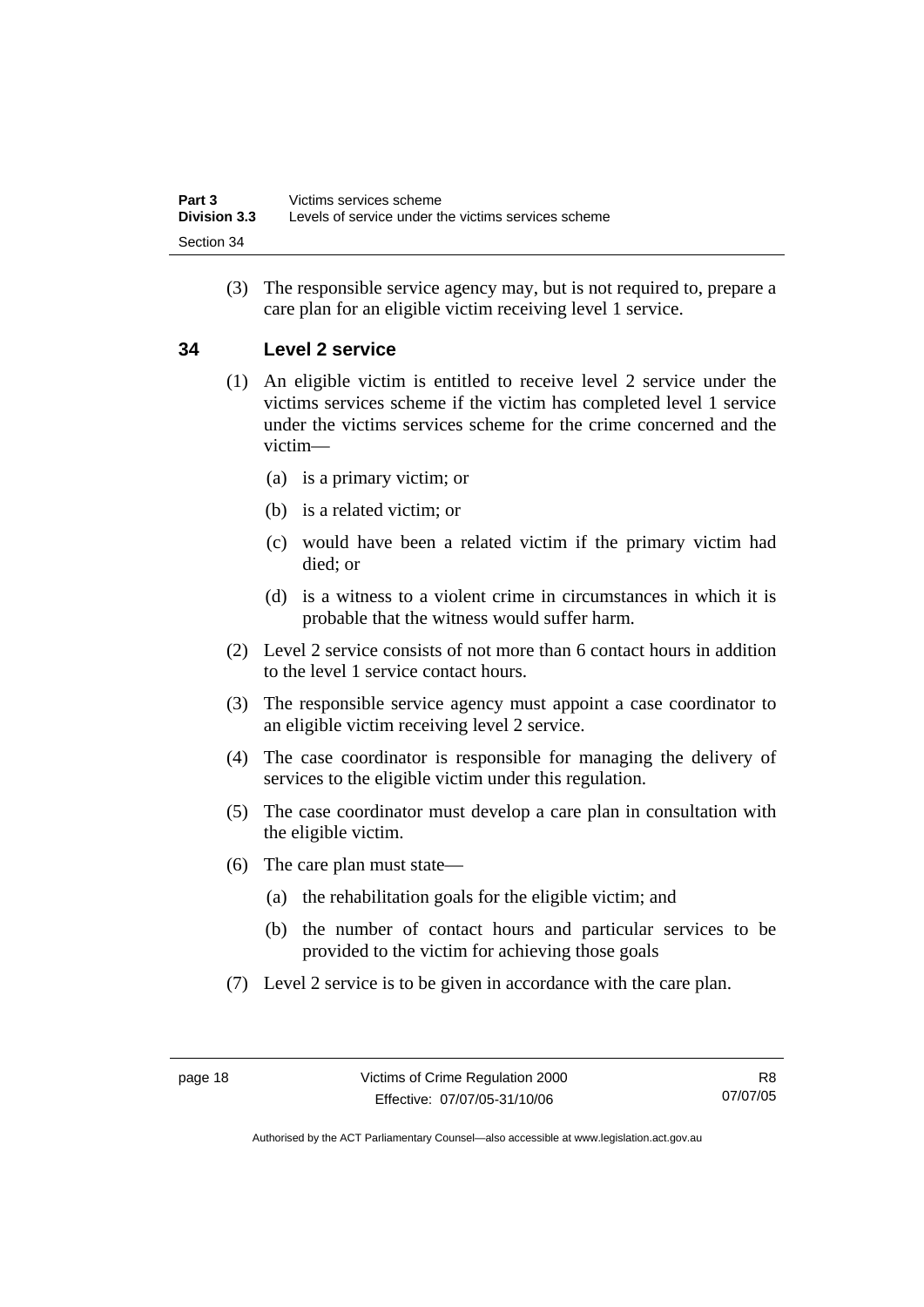(3) The responsible service agency may, but is not required to, prepare a care plan for an eligible victim receiving level 1 service.

## 34 Level 2 service

(1) An eligible victim is entitled to receive level 2 service under the victims services scheme if the victim has completed level 1 service under the victims services scheme for the crime concerned and the victim—

(a) is a primary victim; or

(b) is a related victim; or

(c) would have been a related victim if the primary victim had died; or

(d) is a witness to a violent crime in circumstances in which it is probable that the witness would suffer harm.

(2) Level 2 service consists of not more than 6 contact hours in addition to the level 1 service contact hours.

(3) The responsible service agency must appoint a case coordinator to an eligible victim receiving level 2 service.

(4) The case coordinator is responsible for managing the delivery of services to the eligible victim under this regulation.

(5) The case coordinator must develop a care plan in consultation with the eligible victim.

(6) The care plan must state—

(a) the rehabilitation goals for the eligible victim; and

(b) the number of contact hours and particular services to be provided to the victim for achieving those goals

(7) Level 2 service is to be given in accordance with the care plan.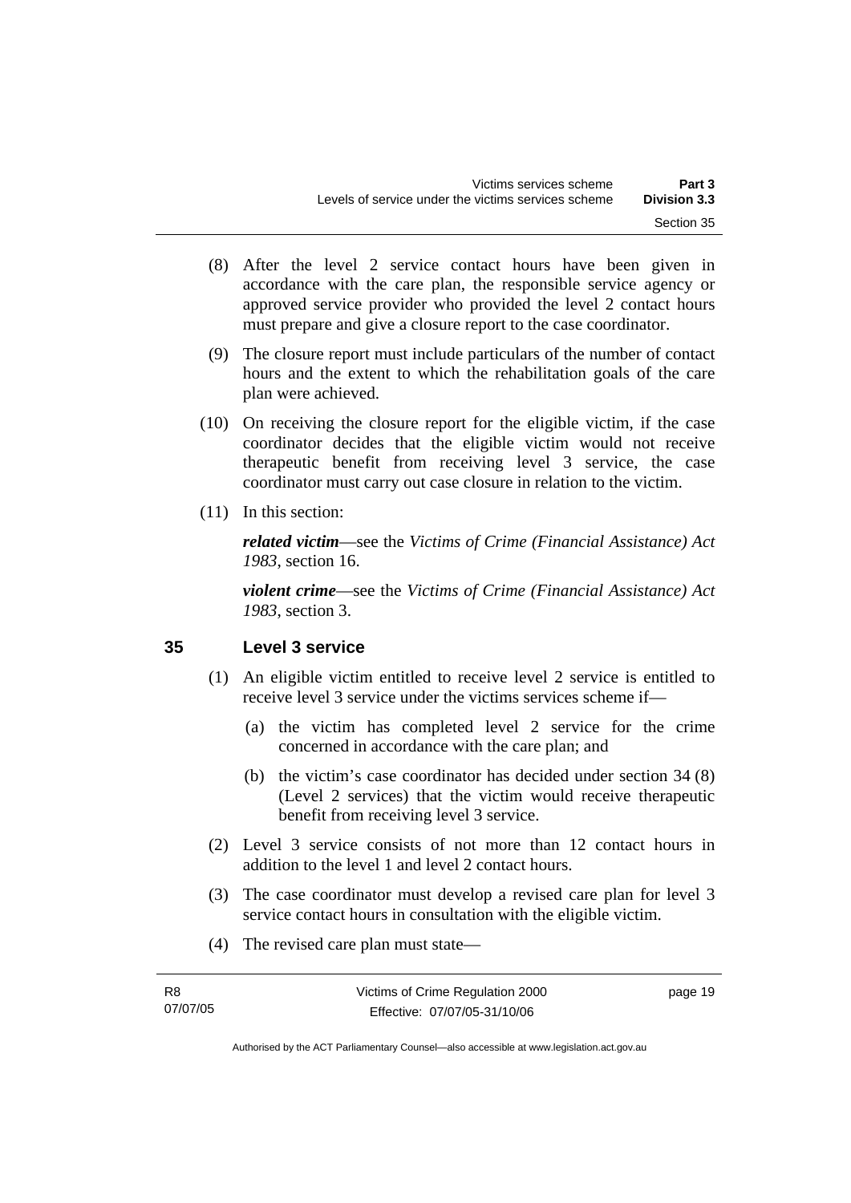(8) After the level 2 service contact hours have been given in accordance with the care plan, the responsible service agency or approved service provider who provided the level 2 contact hours must prepare and give a closure report to the case coordinator.

(9) The closure report must include particulars of the number of contact hours and the extent to which the rehabilitation goals of the care plan were achieved.

(10) On receiving the closure report for the eligible victim, if the case coordinator decides that the eligible victim would not receive therapeutic benefit from receiving level 3 service, the case coordinator must carry out case closure in relation to the victim.

(11) In this section:

***related victim***—see the *Victims of Crime (Financial Assistance) Act 1983*, section 16.

***violent crime***—see the *Victims of Crime (Financial Assistance) Act 1983*, section 3.

## 35 Level 3 service

(1) An eligible victim entitled to receive level 2 service is entitled to receive level 3 service under the victims services scheme if—

(a) the victim has completed level 2 service for the crime concerned in accordance with the care plan; and

(b) the victim's case coordinator has decided under section 34 (8) (Level 2 services) that the victim would receive therapeutic benefit from receiving level 3 service.

(2) Level 3 service consists of not more than 12 contact hours in addition to the level 1 and level 2 contact hours.

(3) The case coordinator must develop a revised care plan for level 3 service contact hours in consultation with the eligible victim.

(4) The revised care plan must state—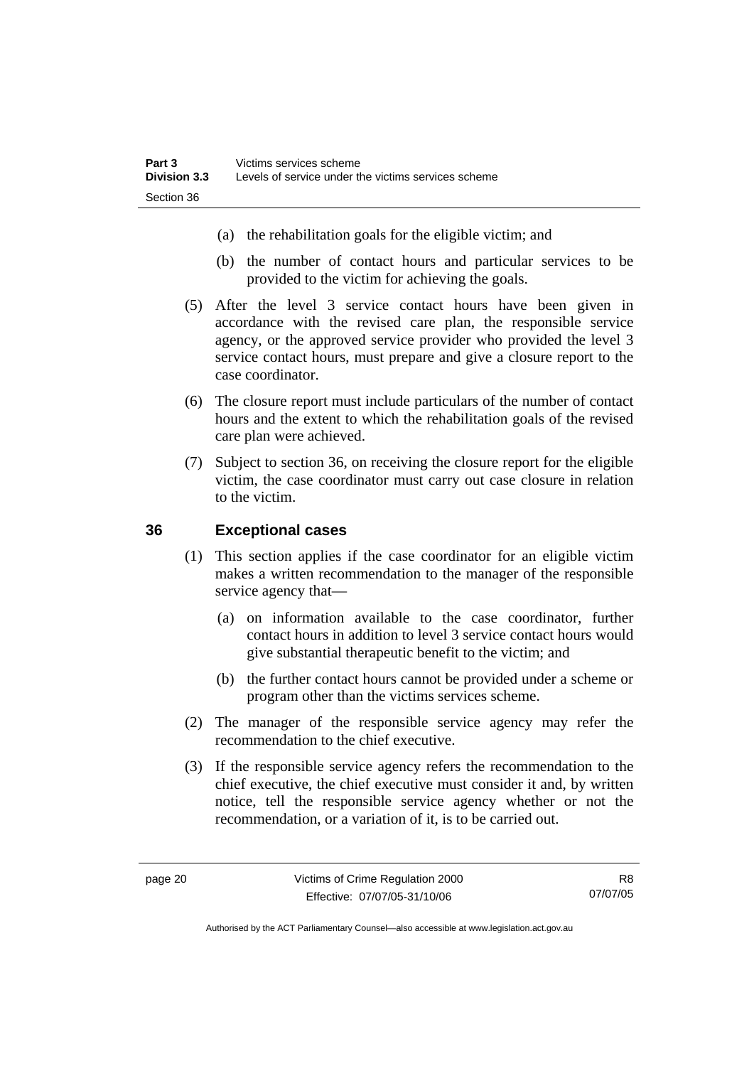(a) the rehabilitation goals for the eligible victim; and

(b) the number of contact hours and particular services to be provided to the victim for achieving the goals.

(5) After the level 3 service contact hours have been given in accordance with the revised care plan, the responsible service agency, or the approved service provider who provided the level 3 service contact hours, must prepare and give a closure report to the case coordinator.

(6) The closure report must include particulars of the number of contact hours and the extent to which the rehabilitation goals of the revised care plan were achieved.

(7) Subject to section 36, on receiving the closure report for the eligible victim, the case coordinator must carry out case closure in relation to the victim.

## 36 Exceptional cases

(1) This section applies if the case coordinator for an eligible victim makes a written recommendation to the manager of the responsible service agency that—

(a) on information available to the case coordinator, further contact hours in addition to level 3 service contact hours would give substantial therapeutic benefit to the victim; and

(b) the further contact hours cannot be provided under a scheme or program other than the victims services scheme.

(2) The manager of the responsible service agency may refer the recommendation to the chief executive.

(3) If the responsible service agency refers the recommendation to the chief executive, the chief executive must consider it and, by written notice, tell the responsible service agency whether or not the recommendation, or a variation of it, is to be carried out.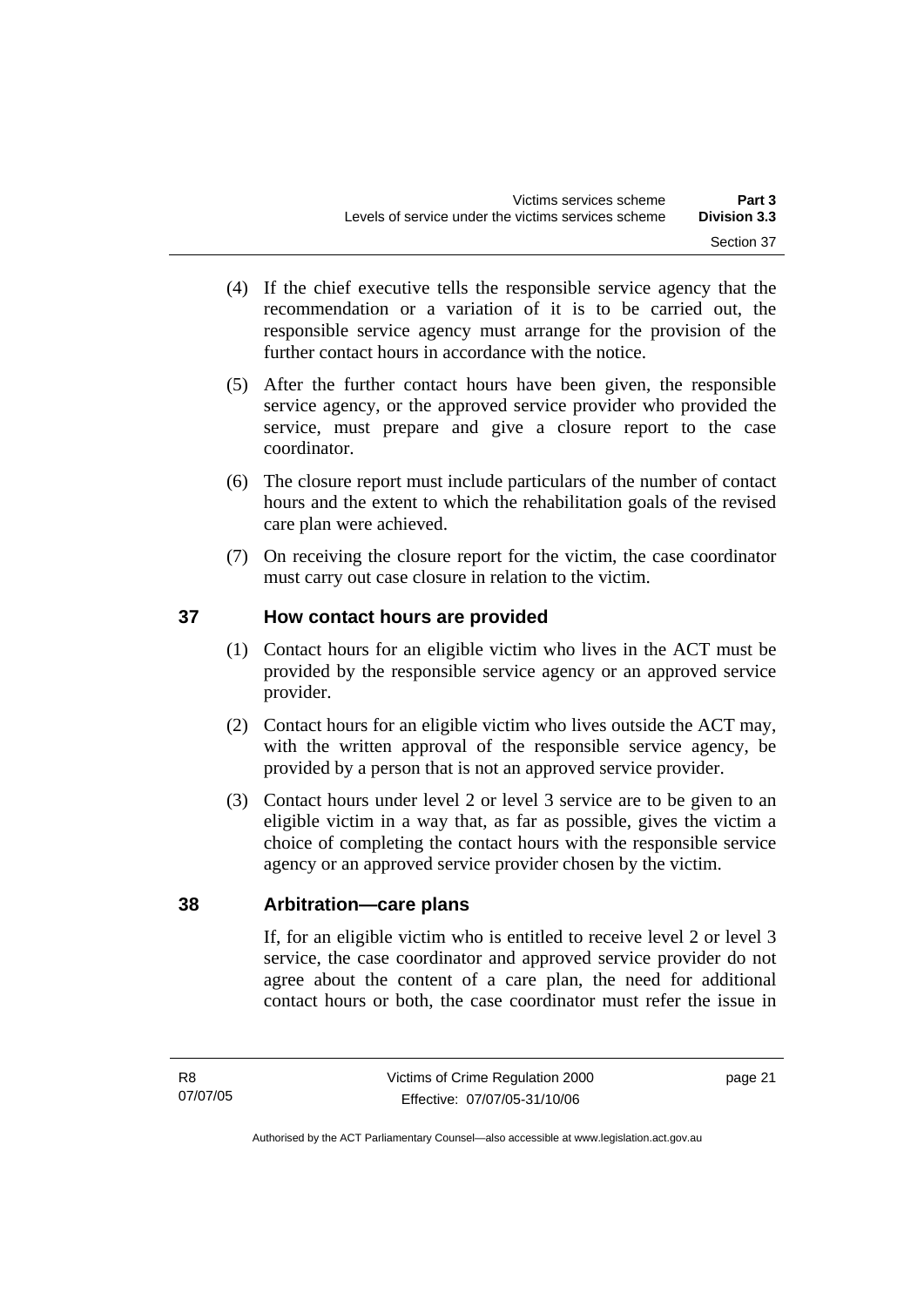(4) If the chief executive tells the responsible service agency that the recommendation or a variation of it is to be carried out, the responsible service agency must arrange for the provision of the further contact hours in accordance with the notice.

(5) After the further contact hours have been given, the responsible service agency, or the approved service provider who provided the service, must prepare and give a closure report to the case coordinator.

(6) The closure report must include particulars of the number of contact hours and the extent to which the rehabilitation goals of the revised care plan were achieved.

(7) On receiving the closure report for the victim, the case coordinator must carry out case closure in relation to the victim.

## 37 How contact hours are provided

(1) Contact hours for an eligible victim who lives in the ACT must be provided by the responsible service agency or an approved service provider.

(2) Contact hours for an eligible victim who lives outside the ACT may, with the written approval of the responsible service agency, be provided by a person that is not an approved service provider.

(3) Contact hours under level 2 or level 3 service are to be given to an eligible victim in a way that, as far as possible, gives the victim a choice of completing the contact hours with the responsible service agency or an approved service provider chosen by the victim.

## 38 Arbitration—care plans

If, for an eligible victim who is entitled to receive level 2 or level 3 service, the case coordinator and approved service provider do not agree about the content of a care plan, the need for additional contact hours or both, the case coordinator must refer the issue in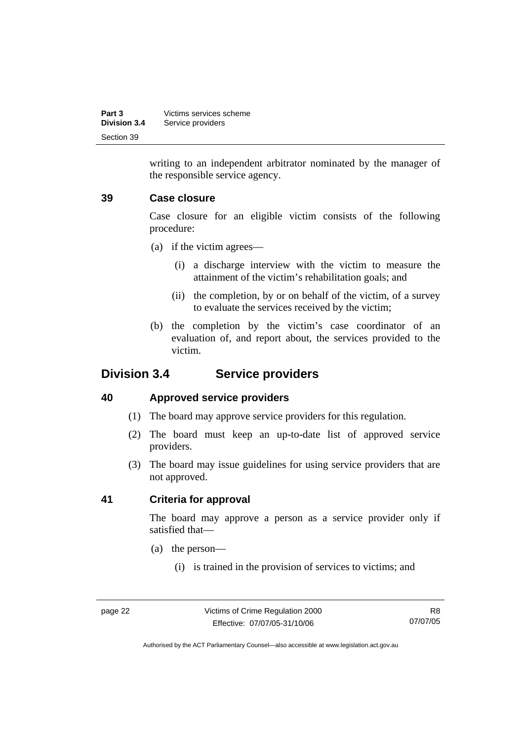writing to an independent arbitrator nominated by the manager of the responsible service agency.

### 39 Case closure

Case closure for an eligible victim consists of the following procedure:

(a) if the victim agrees—

(i) a discharge interview with the victim to measure the attainment of the victim's rehabilitation goals; and

(ii) the completion, by or on behalf of the victim, of a survey to evaluate the services received by the victim;

(b) the completion by the victim's case coordinator of an evaluation of, and report about, the services provided to the victim.

## Division 3.4 Service providers

### 40 Approved service providers

(1) The board may approve service providers for this regulation.

(2) The board must keep an up-to-date list of approved service providers.

(3) The board may issue guidelines for using service providers that are not approved.

### 41 Criteria for approval

The board may approve a person as a service provider only if satisfied that—

(a) the person—

(i) is trained in the provision of services to victims; and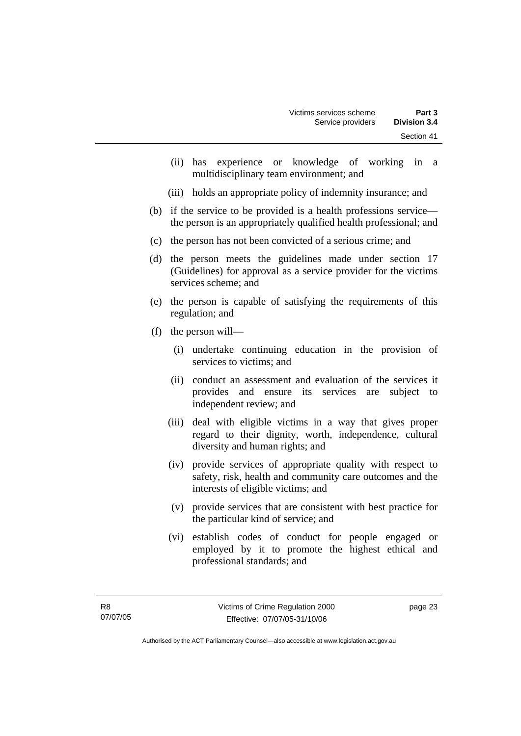(ii) has experience or knowledge of working in a multidisciplinary team environment; and

(iii) holds an appropriate policy of indemnity insurance; and

(b) if the service to be provided is a health professions service—the person is an appropriately qualified health professional; and

(c) the person has not been convicted of a serious crime; and

(d) the person meets the guidelines made under section 17 (Guidelines) for approval as a service provider for the victims services scheme; and

(e) the person is capable of satisfying the requirements of this regulation; and

(f) the person will—

(i) undertake continuing education in the provision of services to victims; and

(ii) conduct an assessment and evaluation of the services it provides and ensure its services are subject to independent review; and

(iii) deal with eligible victims in a way that gives proper regard to their dignity, worth, independence, cultural diversity and human rights; and

(iv) provide services of appropriate quality with respect to safety, risk, health and community care outcomes and the interests of eligible victims; and

(v) provide services that are consistent with best practice for the particular kind of service; and

(vi) establish codes of conduct for people engaged or employed by it to promote the highest ethical and professional standards; and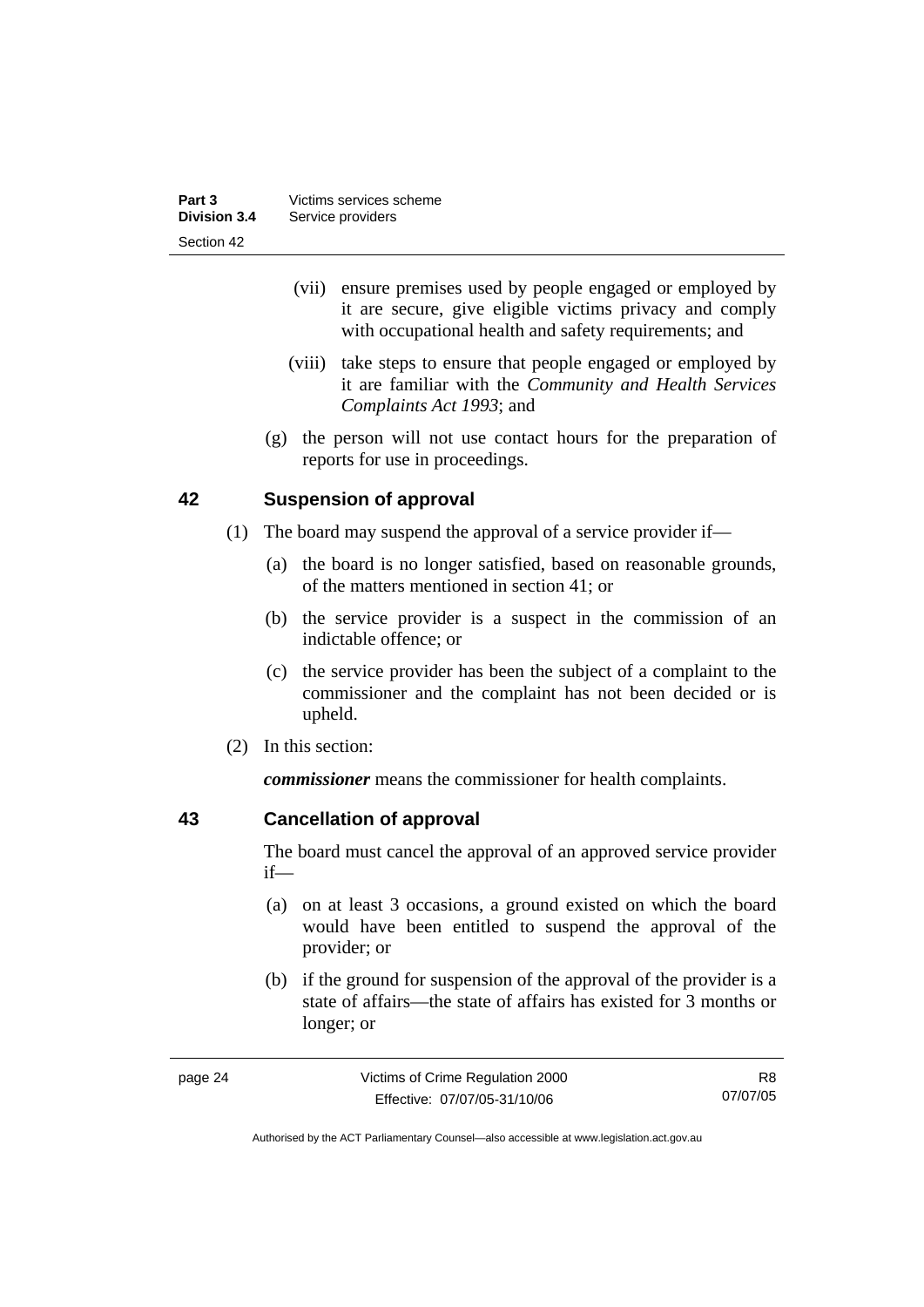(vii) ensure premises used by people engaged or employed by it are secure, give eligible victims privacy and comply with occupational health and safety requirements; and

(viii) take steps to ensure that people engaged or employed by it are familiar with the *Community and Health Services Complaints Act 1993*; and

(g) the person will not use contact hours for the preparation of reports for use in proceedings.

## 42 Suspension of approval

(1) The board may suspend the approval of a service provider if—

(a) the board is no longer satisfied, based on reasonable grounds, of the matters mentioned in section 41; or

(b) the service provider is a suspect in the commission of an indictable offence; or

(c) the service provider has been the subject of a complaint to the commissioner and the complaint has not been decided or is upheld.

(2) In this section:

***commissioner*** means the commissioner for health complaints.

## 43 Cancellation of approval

The board must cancel the approval of an approved service provider if—

(a) on at least 3 occasions, a ground existed on which the board would have been entitled to suspend the approval of the provider; or

(b) if the ground for suspension of the approval of the provider is a state of affairs—the state of affairs has existed for 3 months or longer; or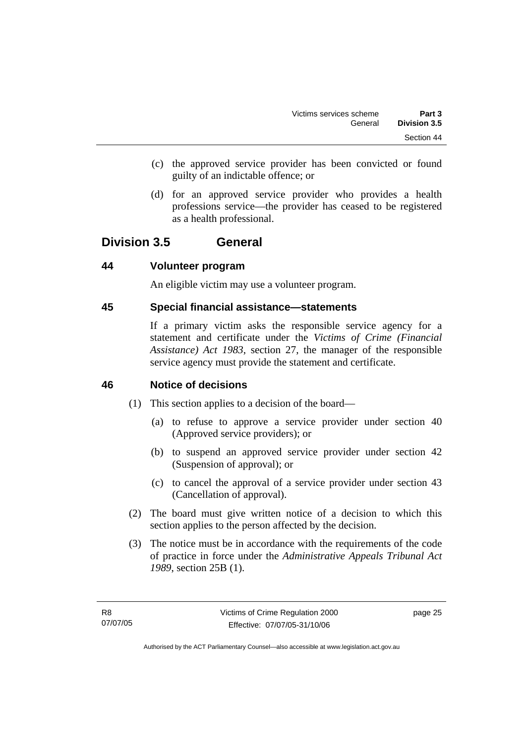(c) the approved service provider has been convicted or found guilty of an indictable offence; or

(d) for an approved service provider who provides a health professions service—the provider has ceased to be registered as a health professional.

## Division 3.5 General

### 44 Volunteer program

An eligible victim may use a volunteer program.

### 45 Special financial assistance—statements

If a primary victim asks the responsible service agency for a statement and certificate under the *Victims of Crime (Financial Assistance) Act 1983*, section 27, the manager of the responsible service agency must provide the statement and certificate.

### 46 Notice of decisions

(1) This section applies to a decision of the board—

(a) to refuse to approve a service provider under section 40 (Approved service providers); or

(b) to suspend an approved service provider under section 42 (Suspension of approval); or

(c) to cancel the approval of a service provider under section 43 (Cancellation of approval).

(2) The board must give written notice of a decision to which this section applies to the person affected by the decision.

(3) The notice must be in accordance with the requirements of the code of practice in force under the *Administrative Appeals Tribunal Act 1989*, section 25B (1).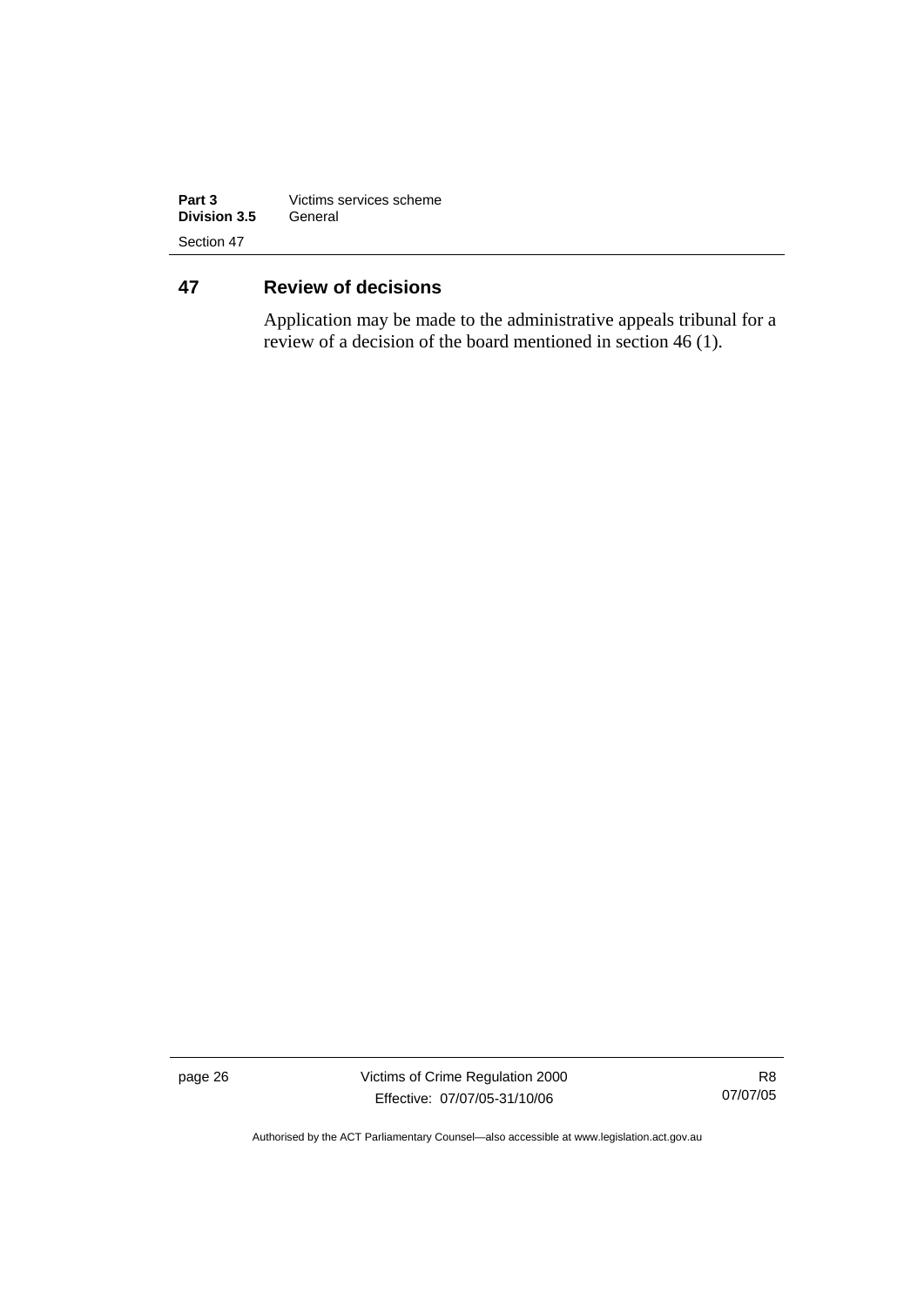## 47 Review of decisions

Application may be made to the administrative appeals tribunal for a review of a decision of the board mentioned in section 46 (1).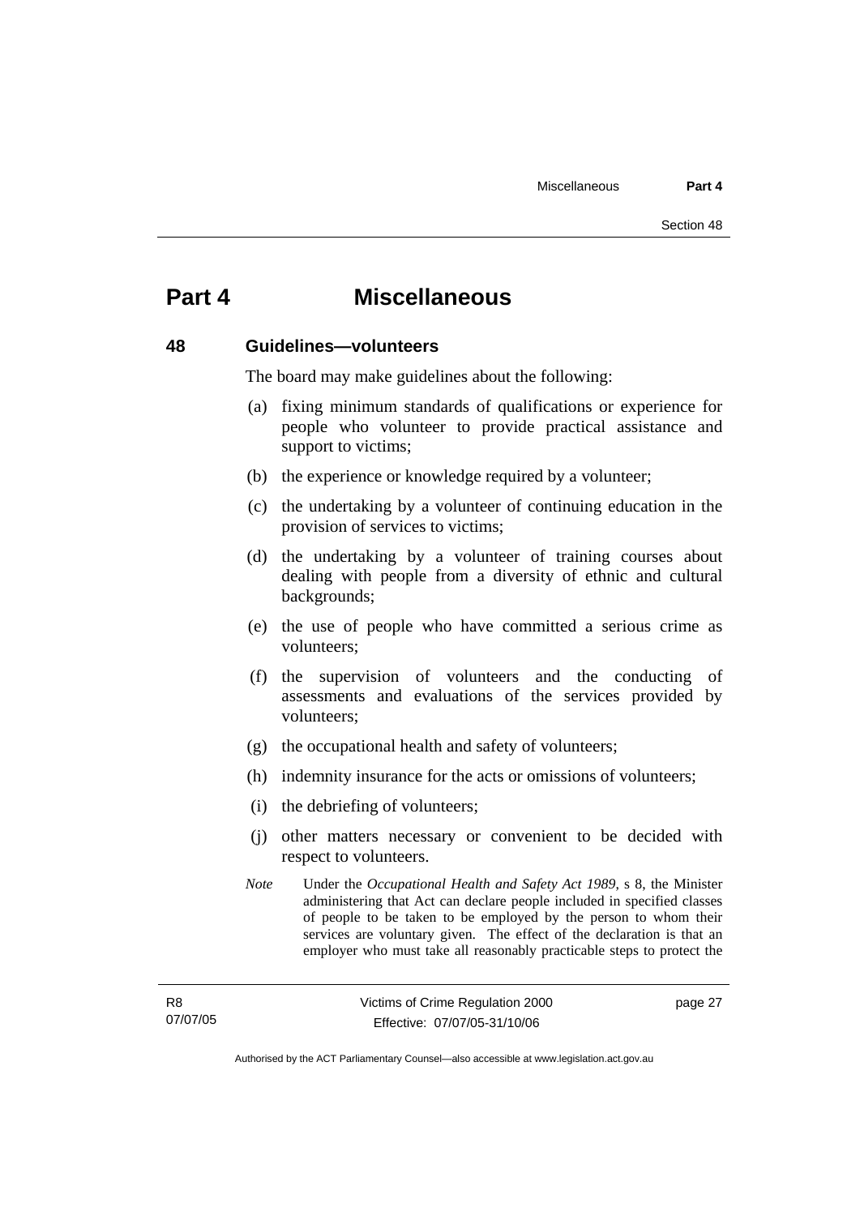# Part 4 Miscellaneous

## 48 Guidelines—volunteers

The board may make guidelines about the following:

(a) fixing minimum standards of qualifications or experience for people who volunteer to provide practical assistance and support to victims;

(b) the experience or knowledge required by a volunteer;

(c) the undertaking by a volunteer of continuing education in the provision of services to victims;

(d) the undertaking by a volunteer of training courses about dealing with people from a diversity of ethnic and cultural backgrounds;

(e) the use of people who have committed a serious crime as volunteers;

(f) the supervision of volunteers and the conducting of assessments and evaluations of the services provided by volunteers;

(g) the occupational health and safety of volunteers;

(h) indemnity insurance for the acts or omissions of volunteers;

(i) the debriefing of volunteers;

(j) other matters necessary or convenient to be decided with respect to volunteers.

*Note* Under the *Occupational Health and Safety Act 1989*, s 8, the Minister administering that Act can declare people included in specified classes of people to be taken to be employed by the person to whom their services are voluntary given. The effect of the declaration is that an employer who must take all reasonably practicable steps to protect the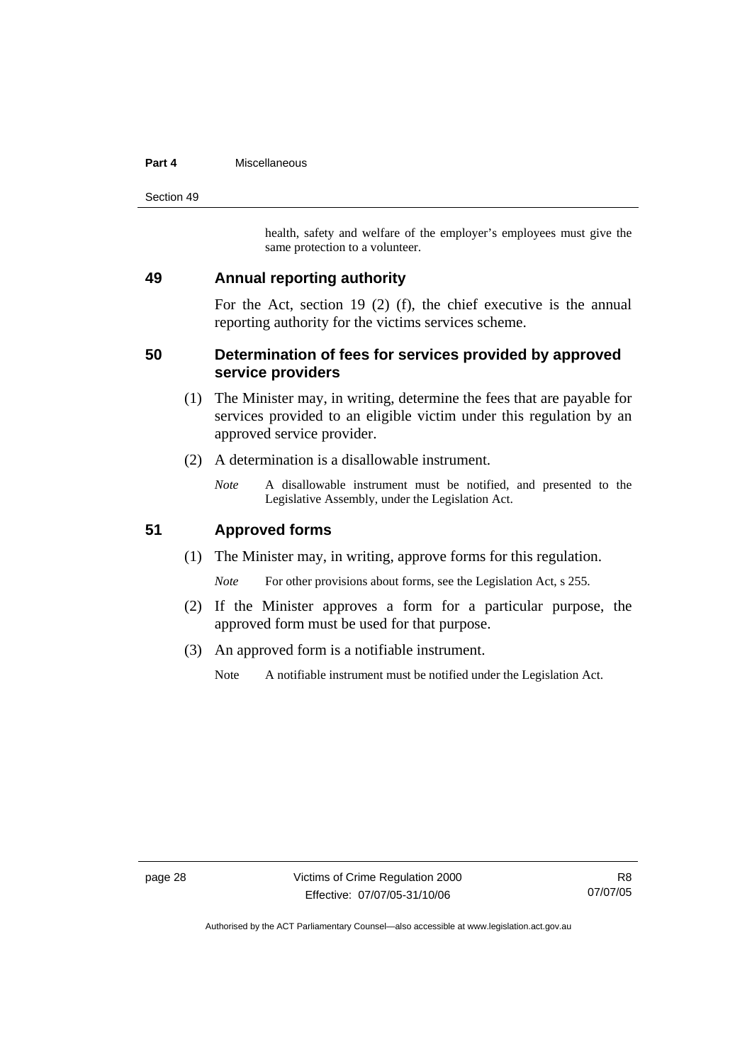health, safety and welfare of the employer's employees must give the same protection to a volunteer.

## 49 Annual reporting authority

For the Act, section 19 (2) (f), the chief executive is the annual reporting authority for the victims services scheme.

## 50 Determination of fees for services provided by approved service providers

(1) The Minister may, in writing, determine the fees that are payable for services provided to an eligible victim under this regulation by an approved service provider.

(2) A determination is a disallowable instrument.

*Note* A disallowable instrument must be notified, and presented to the Legislative Assembly, under the Legislation Act.

## 51 Approved forms

(1) The Minister may, in writing, approve forms for this regulation.

*Note* For other provisions about forms, see the Legislation Act, s 255.

(2) If the Minister approves a form for a particular purpose, the approved form must be used for that purpose.

(3) An approved form is a notifiable instrument.

Note A notifiable instrument must be notified under the Legislation Act.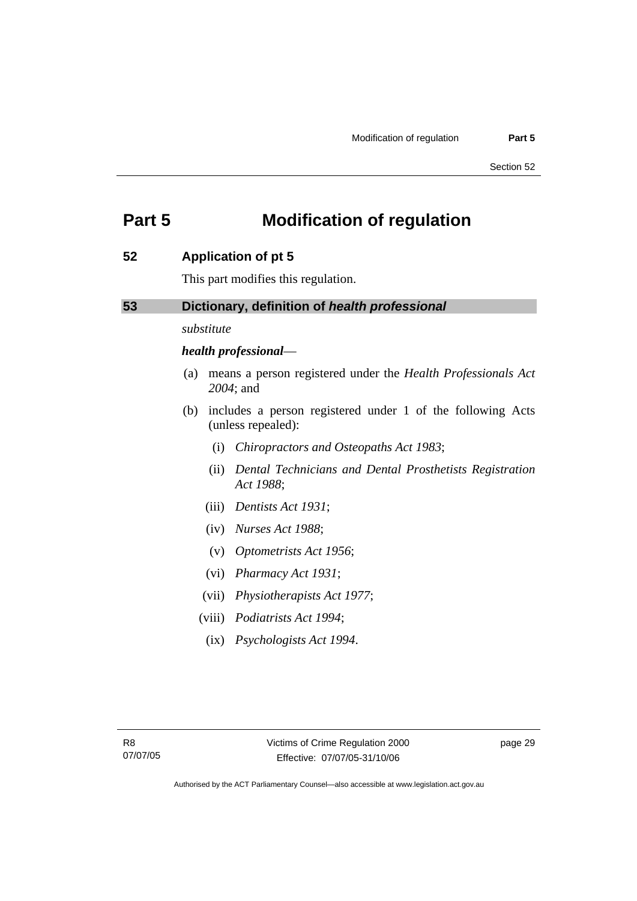# Part 5 Modification of regulation

## 52 Application of pt 5

This part modifies this regulation.

## 53 Dictionary, definition of *health professional*

*substitute*

***health professional***—

(a) means a person registered under the *Health Professionals Act 2004*; and

(b) includes a person registered under 1 of the following Acts (unless repealed):

(i) *Chiropractors and Osteopaths Act 1983*;

(ii) *Dental Technicians and Dental Prosthetists Registration Act 1988*;

(iii) *Dentists Act 1931*;

(iv) *Nurses Act 1988*;

(v) *Optometrists Act 1956*;

(vi) *Pharmacy Act 1931*;

(vii) *Physiotherapists Act 1977*;

(viii) *Podiatrists Act 1994*;

(ix) *Psychologists Act 1994*.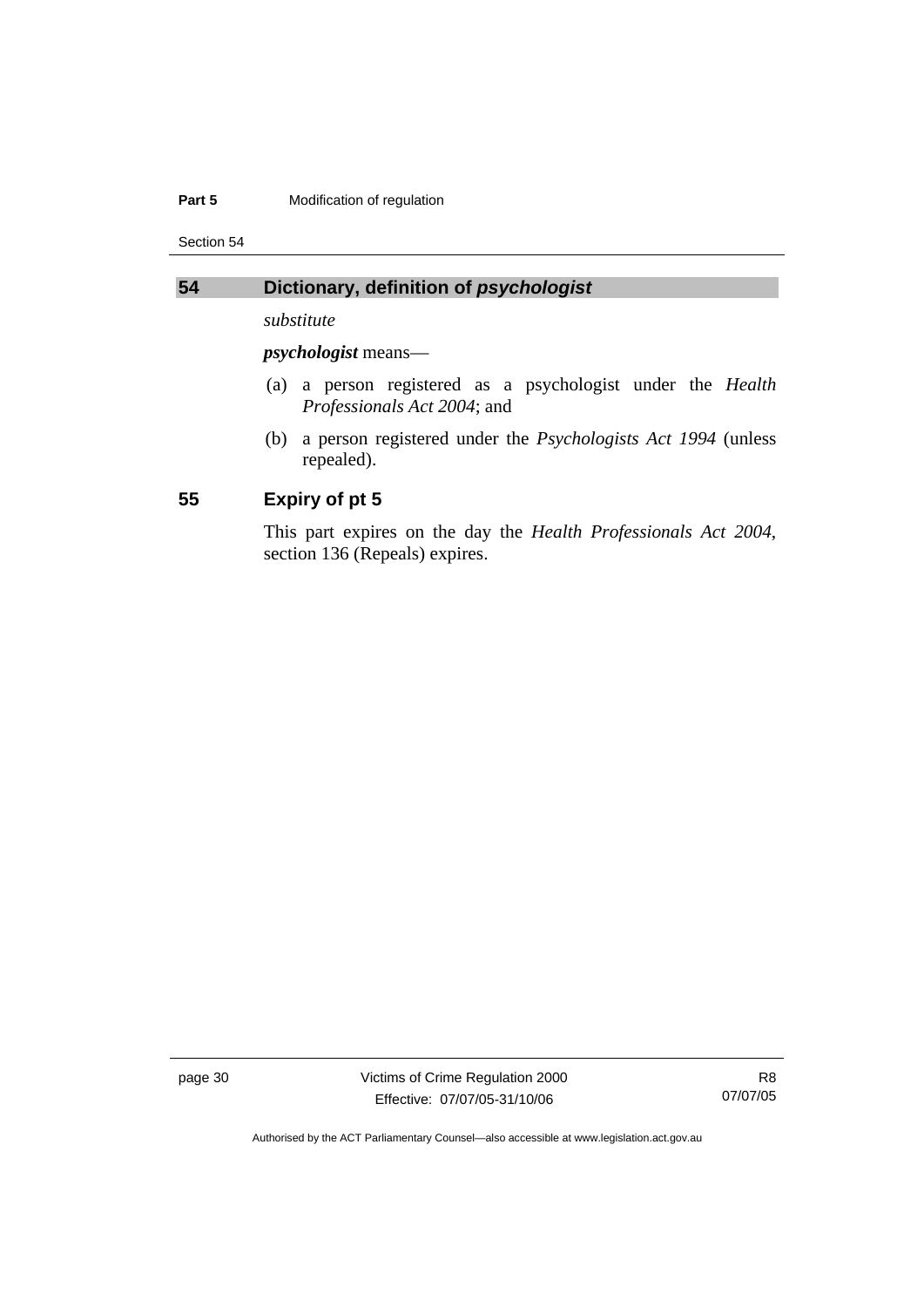## 54 Dictionary, definition of *psychologist*

*substitute*

***psychologist*** means—

(a) a person registered as a psychologist under the *Health Professionals Act 2004*; and

(b) a person registered under the *Psychologists Act 1994* (unless repealed).

## 55 Expiry of pt 5

This part expires on the day the *Health Professionals Act 2004*, section 136 (Repeals) expires.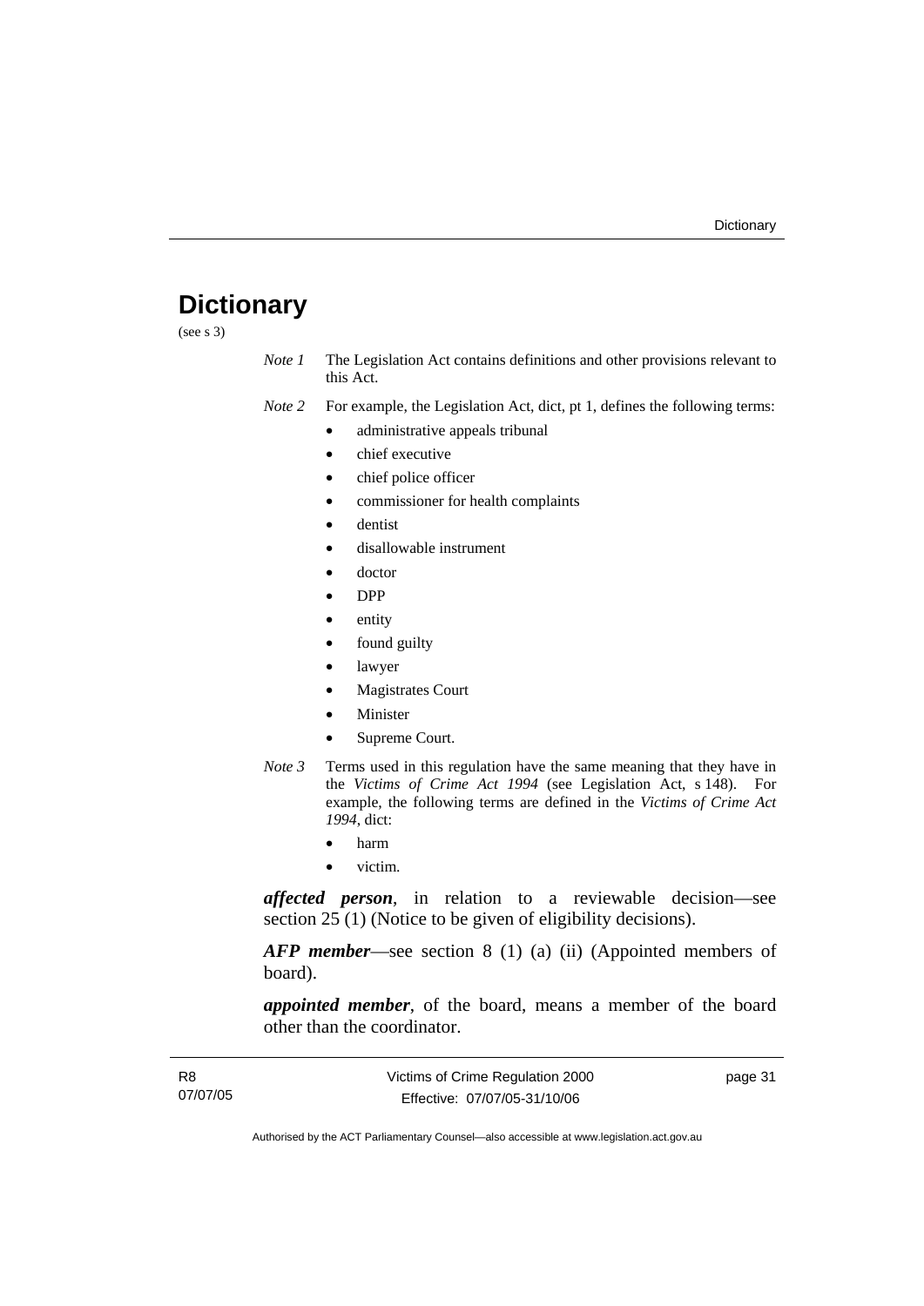# Dictionary

(see s 3)

*Note 1* The Legislation Act contains definitions and other provisions relevant to this Act.

*Note 2* For example, the Legislation Act, dict, pt 1, defines the following terms:

- administrative appeals tribunal
- chief executive
- chief police officer
- commissioner for health complaints
- dentist
- disallowable instrument
- doctor
- DPP
- entity
- found guilty
- lawyer
- Magistrates Court
- Minister
- Supreme Court.

*Note 3* Terms used in this regulation have the same meaning that they have in the *Victims of Crime Act 1994* (see Legislation Act, s 148). For example, the following terms are defined in the *Victims of Crime Act 1994*, dict:

- harm
- victim.

***affected person***, in relation to a reviewable decision—see section 25 (1) (Notice to be given of eligibility decisions).

***AFP member***—see section 8 (1) (a) (ii) (Appointed members of board).

***appointed member***, of the board, means a member of the board other than the coordinator.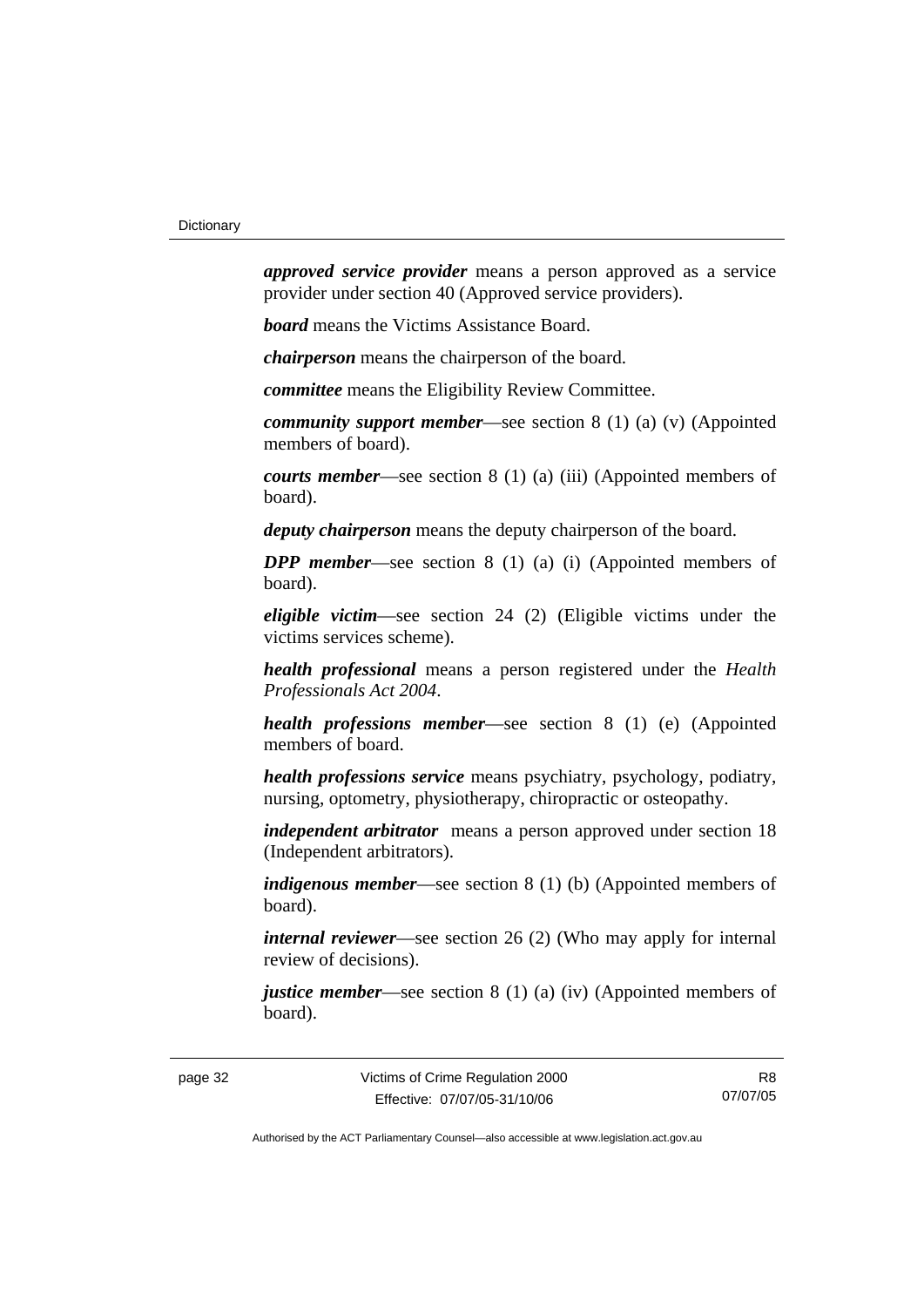***approved service provider*** means a person approved as a service provider under section 40 (Approved service providers).

***board*** means the Victims Assistance Board.

***chairperson*** means the chairperson of the board.

***committee*** means the Eligibility Review Committee.

***community support member***—see section 8 (1) (a) (v) (Appointed members of board).

***courts member***—see section 8 (1) (a) (iii) (Appointed members of board).

***deputy chairperson*** means the deputy chairperson of the board.

***DPP member***—see section 8 (1) (a) (i) (Appointed members of board).

***eligible victim***—see section 24 (2) (Eligible victims under the victims services scheme).

***health professional*** means a person registered under the *Health Professionals Act 2004*.

***health professions member***—see section 8 (1) (e) (Appointed members of board.

***health professions service*** means psychiatry, psychology, podiatry, nursing, optometry, physiotherapy, chiropractic or osteopathy.

***independent arbitrator*** means a person approved under section 18 (Independent arbitrators).

***indigenous member***—see section 8 (1) (b) (Appointed members of board).

***internal reviewer***—see section 26 (2) (Who may apply for internal review of decisions).

***justice member***—see section 8 (1) (a) (iv) (Appointed members of board).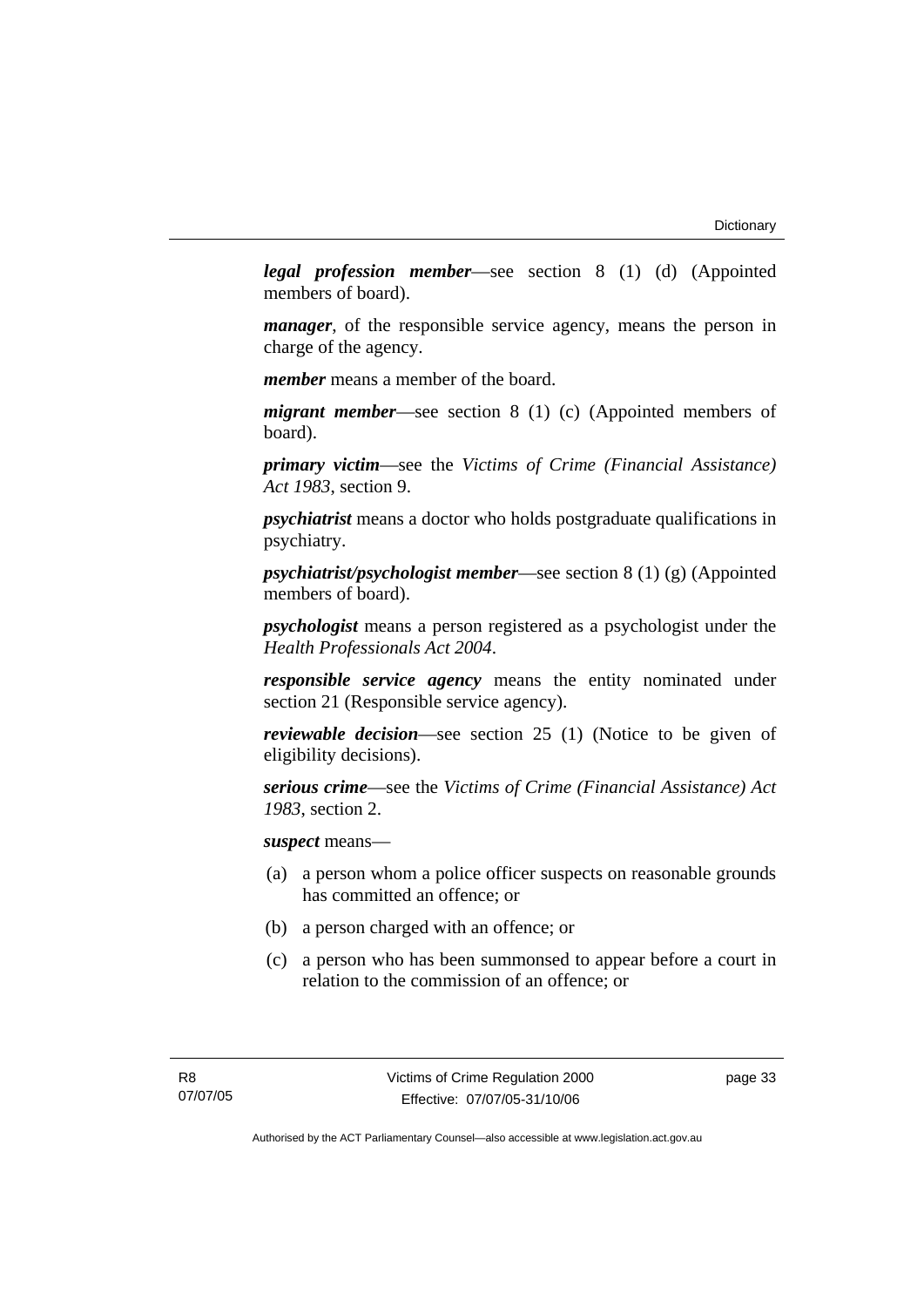***legal profession member***—see section 8 (1) (d) (Appointed members of board).

***manager***, of the responsible service agency, means the person in charge of the agency.

***member*** means a member of the board.

***migrant member***—see section 8 (1) (c) (Appointed members of board).

***primary victim***—see the *Victims of Crime (Financial Assistance) Act 1983*, section 9.

***psychiatrist*** means a doctor who holds postgraduate qualifications in psychiatry.

***psychiatrist/psychologist member***—see section 8 (1) (g) (Appointed members of board).

***psychologist*** means a person registered as a psychologist under the *Health Professionals Act 2004*.

***responsible service agency*** means the entity nominated under section 21 (Responsible service agency).

***reviewable decision***—see section 25 (1) (Notice to be given of eligibility decisions).

***serious crime***—see the *Victims of Crime (Financial Assistance) Act 1983*, section 2.

***suspect*** means—

(a) a person whom a police officer suspects on reasonable grounds has committed an offence; or

(b) a person charged with an offence; or

(c) a person who has been summonsed to appear before a court in relation to the commission of an offence; or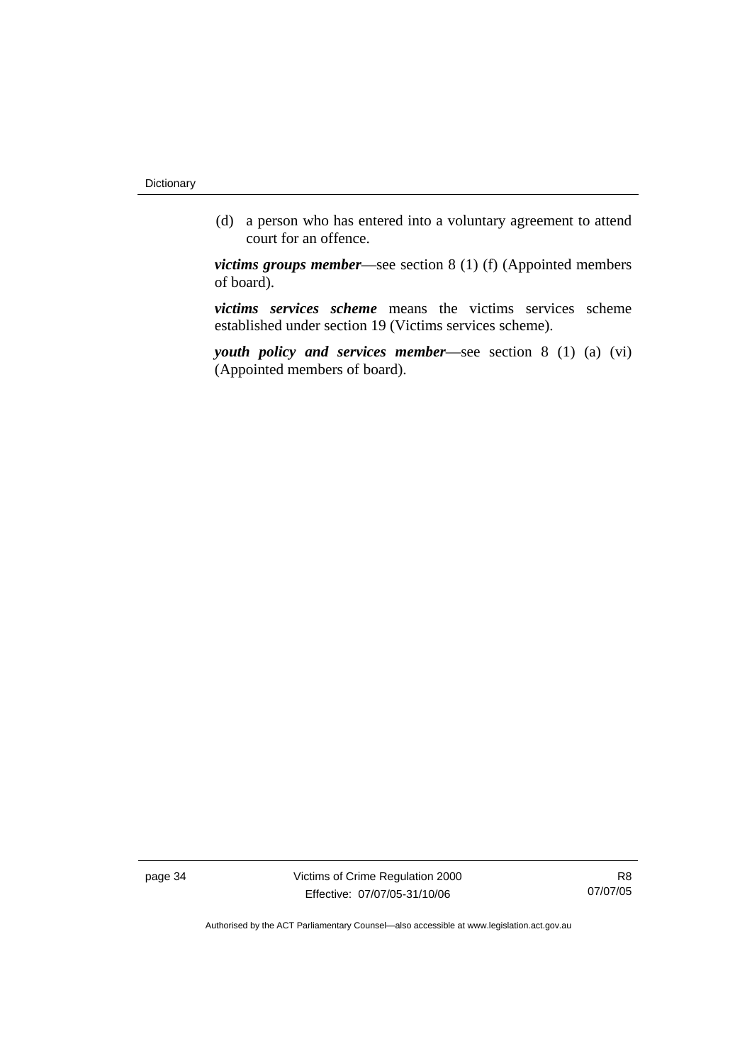(d) a person who has entered into a voluntary agreement to attend court for an offence.

***victims groups member***—see section 8 (1) (f) (Appointed members of board).

***victims services scheme*** means the victims services scheme established under section 19 (Victims services scheme).

***youth policy and services member***—see section 8 (1) (a) (vi) (Appointed members of board).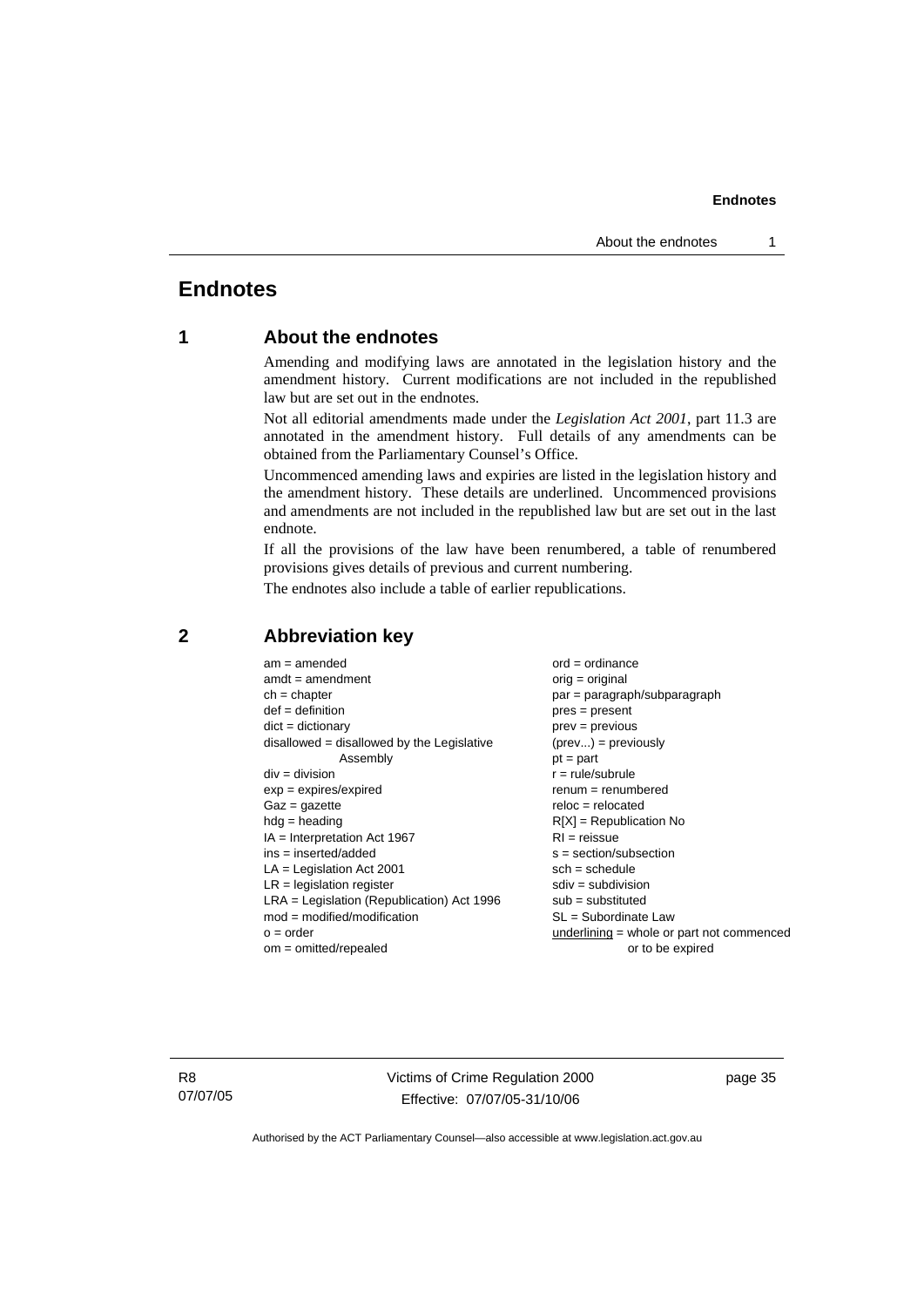# Endnotes

## 1 About the endnotes

Amending and modifying laws are annotated in the legislation history and the amendment history. Current modifications are not included in the republished law but are set out in the endnotes.

Not all editorial amendments made under the *Legislation Act 2001*, part 11.3 are annotated in the amendment history. Full details of any amendments can be obtained from the Parliamentary Counsel's Office.

Uncommenced amending laws and expiries are listed in the legislation history and the amendment history. These details are underlined. Uncommenced provisions and amendments are not included in the republished law but are set out in the last endnote.

If all the provisions of the law have been renumbered, a table of renumbered provisions gives details of previous and current numbering.

The endnotes also include a table of earlier republications.

## 2 Abbreviation key

am = amended
amdt = amendment
ch = chapter
def = definition
dict = dictionary
disallowed = disallowed by the Legislative Assembly
div = division
exp = expires/expired
Gaz = gazette
hdg = heading
IA = Interpretation Act 1967
ins = inserted/added
LA = Legislation Act 2001
LR = legislation register
LRA = Legislation (Republication) Act 1996
mod = modified/modification
o = order
om = omitted/repealed
ord = ordinance
orig = original
par = paragraph/subparagraph
pres = present
prev = previous
(prev...) = previously
pt = part
r = rule/subrule
renum = renumbered
reloc = relocated
R[X] = Republication No
RI = reissue
s = section/subsection
sch = schedule
sdiv = subdivision
sub = substituted
SL = Subordinate Law
<u>underlining</u> = whole or part not commenced or to be expired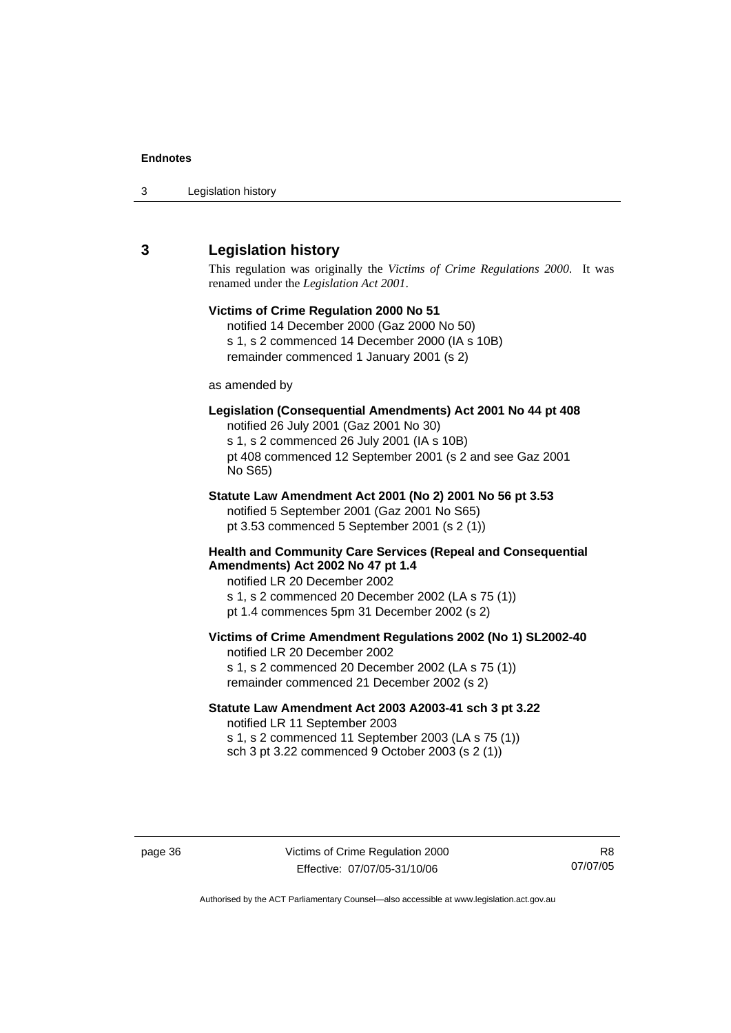## 3 Legislation history

This regulation was originally the *Victims of Crime Regulations 2000*. It was renamed under the *Legislation Act 2001*.

**Victims of Crime Regulation 2000 No 51**
notified 14 December 2000 (Gaz 2000 No 50)
s 1, s 2 commenced 14 December 2000 (IA s 10B)
remainder commenced 1 January 2001 (s 2)

as amended by

**Legislation (Consequential Amendments) Act 2001 No 44 pt 408**
notified 26 July 2001 (Gaz 2001 No 30)
s 1, s 2 commenced 26 July 2001 (IA s 10B)
pt 408 commenced 12 September 2001 (s 2 and see Gaz 2001 No S65)

**Statute Law Amendment Act 2001 (No 2) 2001 No 56 pt 3.53**
notified 5 September 2001 (Gaz 2001 No S65)
pt 3.53 commenced 5 September 2001 (s 2 (1))

**Health and Community Care Services (Repeal and Consequential Amendments) Act 2002 No 47 pt 1.4**
notified LR 20 December 2002
s 1, s 2 commenced 20 December 2002 (LA s 75 (1))
pt 1.4 commences 5pm 31 December 2002 (s 2)

**Victims of Crime Amendment Regulations 2002 (No 1) SL2002-40**
notified LR 20 December 2002
s 1, s 2 commenced 20 December 2002 (LA s 75 (1))
remainder commenced 21 December 2002 (s 2)

**Statute Law Amendment Act 2003 A2003-41 sch 3 pt 3.22**
notified LR 11 September 2003
s 1, s 2 commenced 11 September 2003 (LA s 75 (1))
sch 3 pt 3.22 commenced 9 October 2003 (s 2 (1))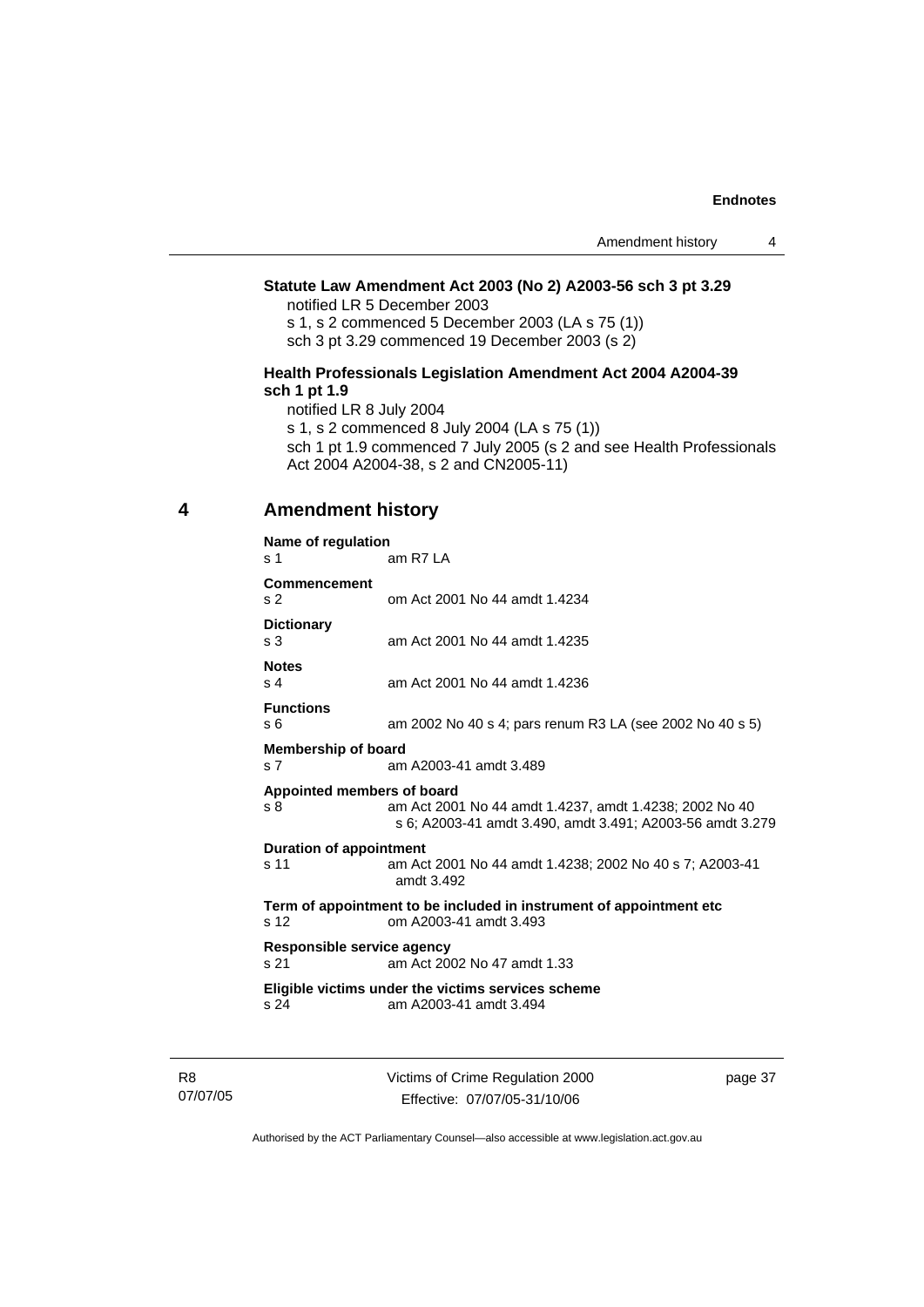**Statute Law Amendment Act 2003 (No 2) A2003-56 sch 3 pt 3.29**

notified LR 5 December 2003

s 1, s 2 commenced 5 December 2003 (LA s 75 (1))

sch 3 pt 3.29 commenced 19 December 2003 (s 2)

**Health Professionals Legislation Amendment Act 2004 A2004-39 sch 1 pt 1.9**

notified LR 8 July 2004

s 1, s 2 commenced 8 July 2004 (LA s 75 (1))

sch 1 pt 1.9 commenced 7 July 2005 (s 2 and see Health Professionals Act 2004 A2004-38, s 2 and CN2005-11)

## 4 Amendment history

**Name of regulation**
s 1 am R7 LA

**Commencement**
s 2 om Act 2001 No 44 amdt 1.4234

**Dictionary**
s 3 am Act 2001 No 44 amdt 1.4235

**Notes**
s 4 am Act 2001 No 44 amdt 1.4236

**Functions**
s 6 am 2002 No 40 s 4; pars renum R3 LA (see 2002 No 40 s 5)

**Membership of board**
s 7 am A2003-41 amdt 3.489

**Appointed members of board**
s 8 am Act 2001 No 44 amdt 1.4237, amdt 1.4238; 2002 No 40 s 6; A2003-41 amdt 3.490, amdt 3.491; A2003-56 amdt 3.279

**Duration of appointment**
s 11 am Act 2001 No 44 amdt 1.4238; 2002 No 40 s 7; A2003-41 amdt 3.492

**Term of appointment to be included in instrument of appointment etc**
s 12 om A2003-41 amdt 3.493

**Responsible service agency**
s 21 am Act 2002 No 47 amdt 1.33

**Eligible victims under the victims services scheme**
s 24 am A2003-41 amdt 3.494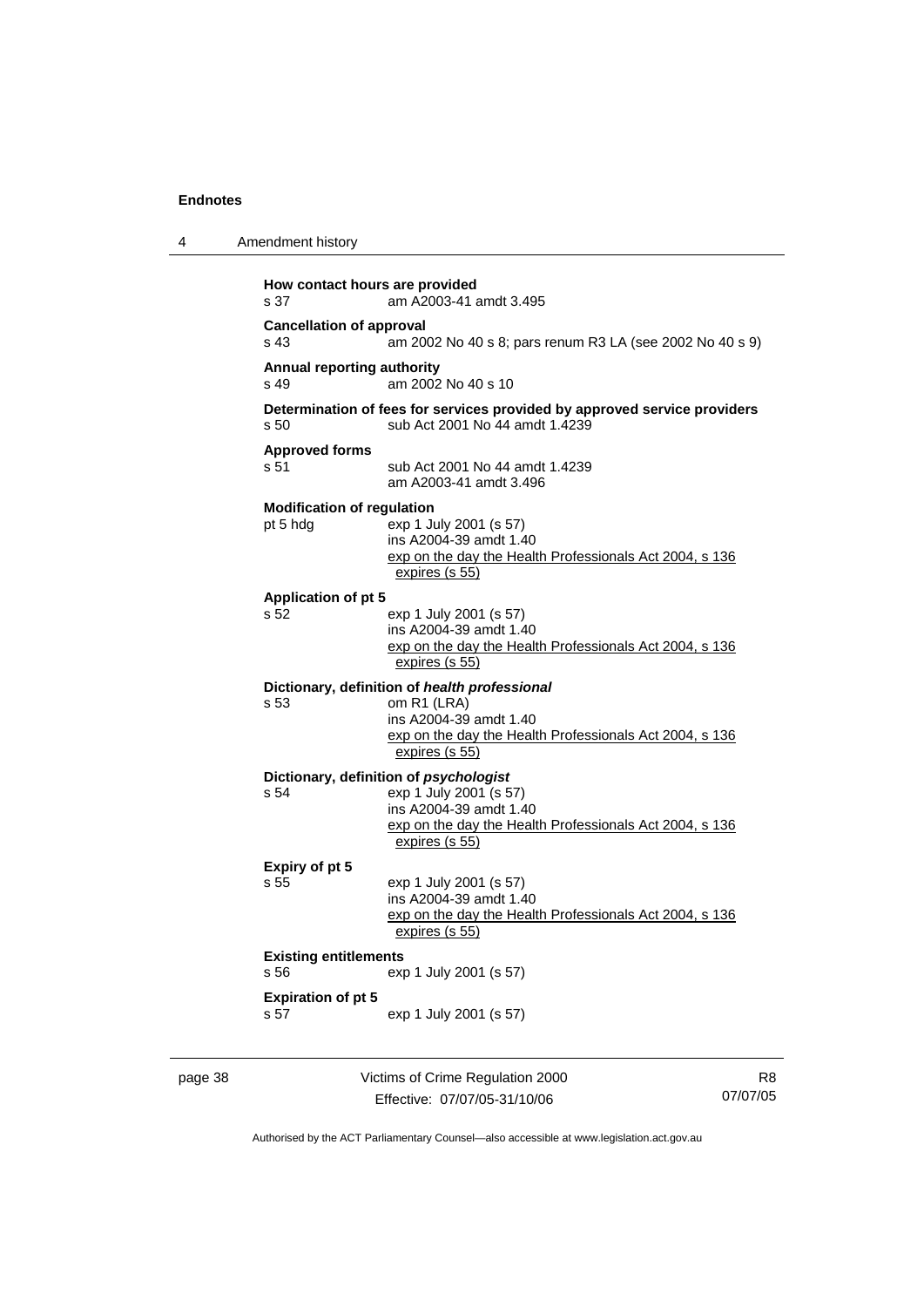**How contact hours are provided**
s 37 am A2003-41 amdt 3.495

**Cancellation of approval**
s 43 am 2002 No 40 s 8; pars renum R3 LA (see 2002 No 40 s 9)

**Annual reporting authority**
s 49 am 2002 No 40 s 10

**Determination of fees for services provided by approved service providers**
s 50 sub Act 2001 No 44 amdt 1.4239

**Approved forms**
s 51 sub Act 2001 No 44 amdt 1.4239
am A2003-41 amdt 3.496

**Modification of regulation**
pt 5 hdg exp 1 July 2001 (s 57)
ins A2004-39 amdt 1.40
exp on the day the Health Professionals Act 2004, s 136 expires (s 55)

**Application of pt 5**
s 52 exp 1 July 2001 (s 57)
ins A2004-39 amdt 1.40
exp on the day the Health Professionals Act 2004, s 136 expires (s 55)

**Dictionary, definition of *health professional***
s 53 om R1 (LRA)
ins A2004-39 amdt 1.40
exp on the day the Health Professionals Act 2004, s 136 expires (s 55)

**Dictionary, definition of *psychologist***
s 54 exp 1 July 2001 (s 57)
ins A2004-39 amdt 1.40
exp on the day the Health Professionals Act 2004, s 136 expires (s 55)

**Expiry of pt 5**
s 55 exp 1 July 2001 (s 57)
ins A2004-39 amdt 1.40
exp on the day the Health Professionals Act 2004, s 136 expires (s 55)

**Existing entitlements**
s 56 exp 1 July 2001 (s 57)

**Expiration of pt 5**
s 57 exp 1 July 2001 (s 57)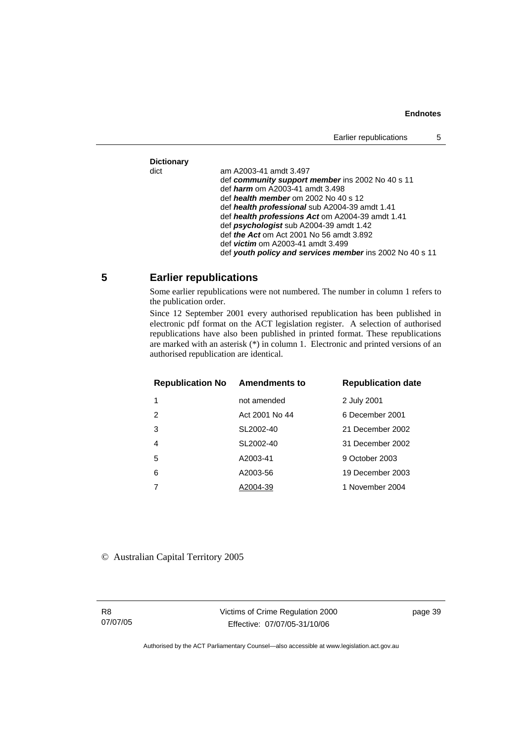**Dictionary**

dict am A2003-41 amdt 3.497
def ***community support member*** ins 2002 No 40 s 11
def ***harm*** om A2003-41 amdt 3.498
def ***health member*** om 2002 No 40 s 12
def ***health professional*** sub A2004-39 amdt 1.41
def ***health professions Act*** om A2004-39 amdt 1.41
def ***psychologist*** sub A2004-39 amdt 1.42
def ***the Act*** om Act 2001 No 56 amdt 3.892
def ***victim*** om A2003-41 amdt 3.499
def ***youth policy and services member*** ins 2002 No 40 s 11

## 5 Earlier republications

Some earlier republications were not numbered. The number in column 1 refers to the publication order.

Since 12 September 2001 every authorised republication has been published in electronic pdf format on the ACT legislation register. A selection of authorised republications have also been published in printed format. These republications are marked with an asterisk (*) in column 1. Electronic and printed versions of an authorised republication are identical.

| Republication No | Amendments to | Republication date |
|---|---|---|
| 1 | not amended | 2 July 2001 |
| 2 | Act 2001 No 44 | 6 December 2001 |
| 3 | SL2002-40 | 21 December 2002 |
| 4 | SL2002-40 | 31 December 2002 |
| 5 | A2003-41 | 9 October 2003 |
| 6 | A2003-56 | 19 December 2003 |
| 7 | A2004-39 | 1 November 2004 |

© Australian Capital Territory 2005